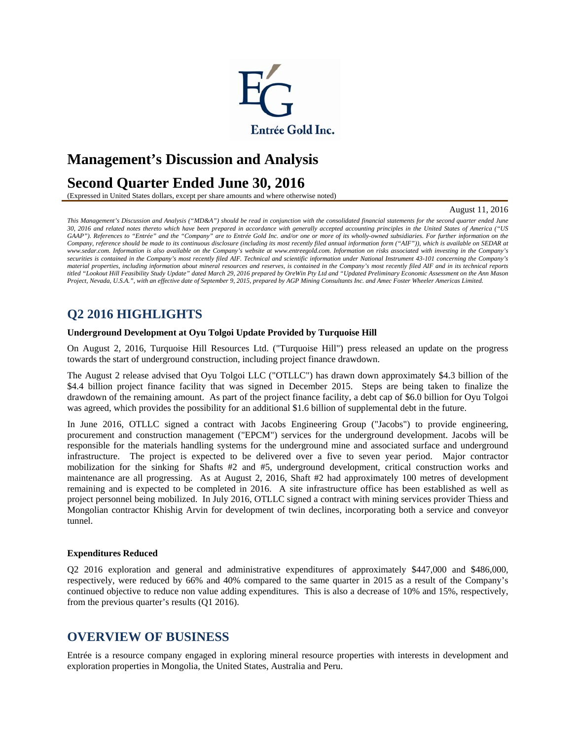Entrée Gold Inc.

# Management's Discussion and Analysis

# Second Quarter Ended June 30, 2016

(Expressed in United States dollars, except per share amounts and where otherwise noted)

August 11, 2016

*This Management's Discussion and Analysis ("MD&A") should be read in conjunction with the consolidated financial statements for the second quarter ended June 30, 2016 and related notes thereto which have been prepared in accordance with generally accepted accounting principles in the United States of America ("US GAAP"). References to "Entrée" and the "Company" are to Entrée Gold Inc. and/or one or more of its wholly-owned subsidiaries. For further information on the Company, reference should be made to its continuous disclosure (including its most recently filed annual information form ("AIF")), which is available on SEDAR at www.sedar.com. Information is also available on the Company's website at www.entreegold.com. Information on risks associated with investing in the Company's securities is contained in the Company's most recently filed AIF. Technical and scientific information under National Instrument 43-101 concerning the Company's material properties, including information about mineral resources and reserves, is contained in the Company's most recently filed AIF and in its technical reports titled "Lookout Hill Feasibility Study Update" dated March 29, 2016 prepared by OreWin Pty Ltd and "Updated Preliminary Economic Assessment on the Ann Mason Project, Nevada, U.S.A.", with an effective date of September 9, 2015, prepared by AGP Mining Consultants Inc. and Amec Foster Wheeler Americas Limited.*

## Q2 2016 HIGHLIGHTS

**Underground Development at Oyu Tolgoi Update Provided by Turquoise Hill**

On August 2, 2016, Turquoise Hill Resources Ltd. ("Turquoise Hill") press released an update on the progress towards the start of underground construction, including project finance drawdown.

The August 2 release advised that Oyu Tolgoi LLC ("OTLLC") has drawn down approximately $4.3 billion of the $4.4 billion project finance facility that was signed in December 2015. Steps are being taken to finalize the drawdown of the remaining amount. As part of the project finance facility, a debt cap of $6.0 billion for Oyu Tolgoi was agreed, which provides the possibility for an additional $1.6 billion of supplemental debt in the future.

In June 2016, OTLLC signed a contract with Jacobs Engineering Group ("Jacobs") to provide engineering, procurement and construction management ("EPCM") services for the underground development. Jacobs will be responsible for the materials handling systems for the underground mine and associated surface and underground infrastructure. The project is expected to be delivered over a five to seven year period. Major contractor mobilization for the sinking for Shafts #2 and #5, underground development, critical construction works and maintenance are all progressing. As at August 2, 2016, Shaft #2 had approximately 100 metres of development remaining and is expected to be completed in 2016. A site infrastructure office has been established as well as project personnel being mobilized. In July 2016, OTLLC signed a contract with mining services provider Thiess and Mongolian contractor Khishig Arvin for development of twin declines, incorporating both a service and conveyor tunnel.

**Expenditures Reduced**

Q2 2016 exploration and general and administrative expenditures of approximately $447,000 and $486,000, respectively, were reduced by 66% and 40% compared to the same quarter in 2015 as a result of the Company's continued objective to reduce non value adding expenditures. This is also a decrease of 10% and 15%, respectively, from the previous quarter's results (Q1 2016).

## OVERVIEW OF BUSINESS

Entrée is a resource company engaged in exploring mineral resource properties with interests in development and exploration properties in Mongolia, the United States, Australia and Peru.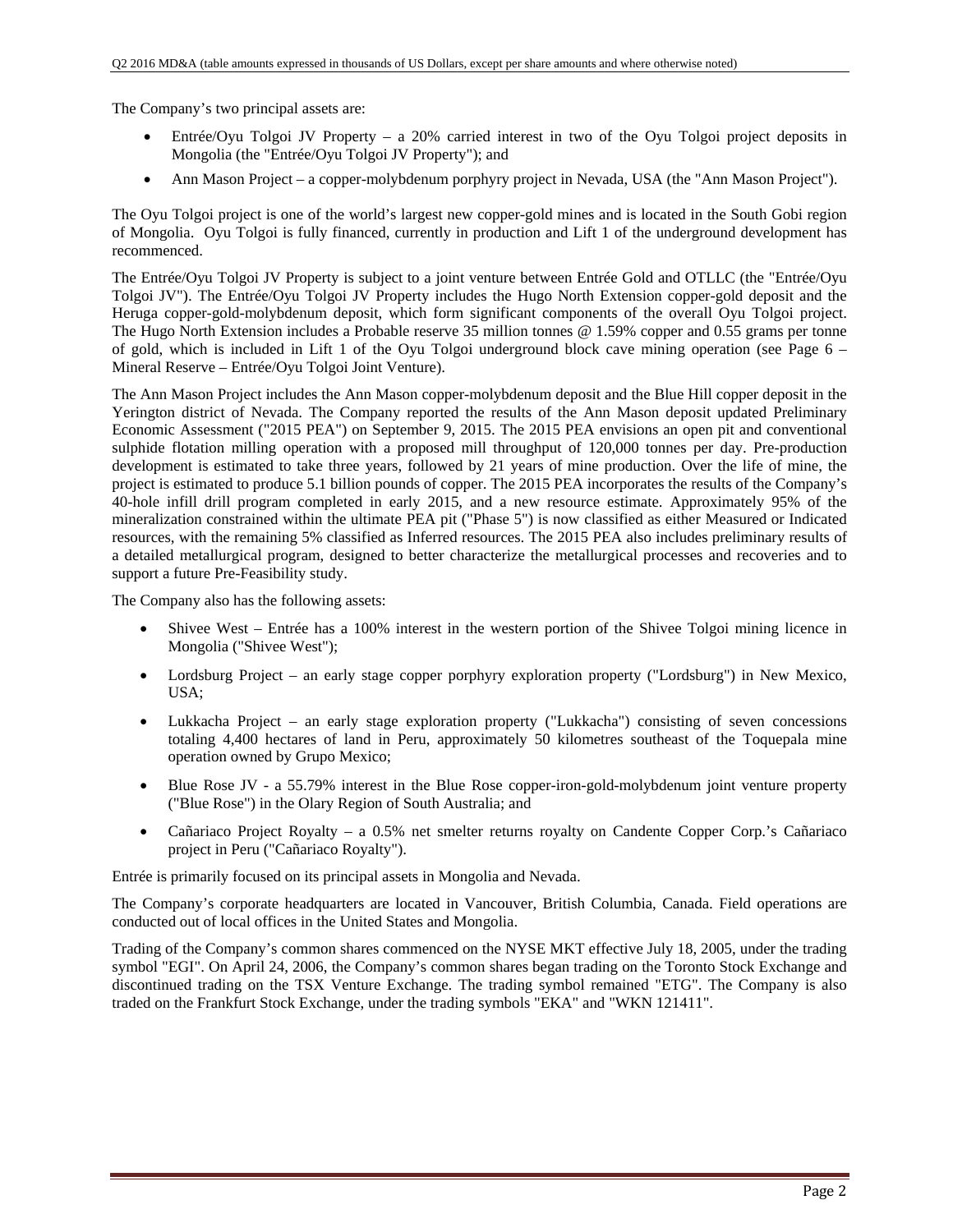The Company's two principal assets are:

- Entrée/Oyu Tolgoi JV Property – a 20% carried interest in two of the Oyu Tolgoi project deposits in Mongolia (the "Entrée/Oyu Tolgoi JV Property"); and
- Ann Mason Project – a copper-molybdenum porphyry project in Nevada, USA (the "Ann Mason Project").

The Oyu Tolgoi project is one of the world's largest new copper-gold mines and is located in the South Gobi region of Mongolia. Oyu Tolgoi is fully financed, currently in production and Lift 1 of the underground development has recommenced.

The Entrée/Oyu Tolgoi JV Property is subject to a joint venture between Entrée Gold and OTLLC (the "Entrée/Oyu Tolgoi JV"). The Entrée/Oyu Tolgoi JV Property includes the Hugo North Extension copper-gold deposit and the Heruga copper-gold-molybdenum deposit, which form significant components of the overall Oyu Tolgoi project. The Hugo North Extension includes a Probable reserve 35 million tonnes @ 1.59% copper and 0.55 grams per tonne of gold, which is included in Lift 1 of the Oyu Tolgoi underground block cave mining operation (see Page 6 – Mineral Reserve – Entrée/Oyu Tolgoi Joint Venture).

The Ann Mason Project includes the Ann Mason copper-molybdenum deposit and the Blue Hill copper deposit in the Yerington district of Nevada. The Company reported the results of the Ann Mason deposit updated Preliminary Economic Assessment ("2015 PEA") on September 9, 2015. The 2015 PEA envisions an open pit and conventional sulphide flotation milling operation with a proposed mill throughput of 120,000 tonnes per day. Pre-production development is estimated to take three years, followed by 21 years of mine production. Over the life of mine, the project is estimated to produce 5.1 billion pounds of copper. The 2015 PEA incorporates the results of the Company's 40-hole infill drill program completed in early 2015, and a new resource estimate. Approximately 95% of the mineralization constrained within the ultimate PEA pit ("Phase 5") is now classified as either Measured or Indicated resources, with the remaining 5% classified as Inferred resources. The 2015 PEA also includes preliminary results of a detailed metallurgical program, designed to better characterize the metallurgical processes and recoveries and to support a future Pre-Feasibility study.

The Company also has the following assets:

- Shivee West – Entrée has a 100% interest in the western portion of the Shivee Tolgoi mining licence in Mongolia ("Shivee West");
- Lordsburg Project – an early stage copper porphyry exploration property ("Lordsburg") in New Mexico, USA;
- Lukkacha Project – an early stage exploration property ("Lukkacha") consisting of seven concessions totaling 4,400 hectares of land in Peru, approximately 50 kilometres southeast of the Toquepala mine operation owned by Grupo Mexico;
- Blue Rose JV - a 55.79% interest in the Blue Rose copper-iron-gold-molybdenum joint venture property ("Blue Rose") in the Olary Region of South Australia; and
- Cañariaco Project Royalty – a 0.5% net smelter returns royalty on Candente Copper Corp.'s Cañariaco project in Peru ("Cañariaco Royalty").

Entrée is primarily focused on its principal assets in Mongolia and Nevada.

The Company's corporate headquarters are located in Vancouver, British Columbia, Canada. Field operations are conducted out of local offices in the United States and Mongolia.

Trading of the Company's common shares commenced on the NYSE MKT effective July 18, 2005, under the trading symbol "EGI". On April 24, 2006, the Company's common shares began trading on the Toronto Stock Exchange and discontinued trading on the TSX Venture Exchange. The trading symbol remained "ETG". The Company is also traded on the Frankfurt Stock Exchange, under the trading symbols "EKA" and "WKN 121411".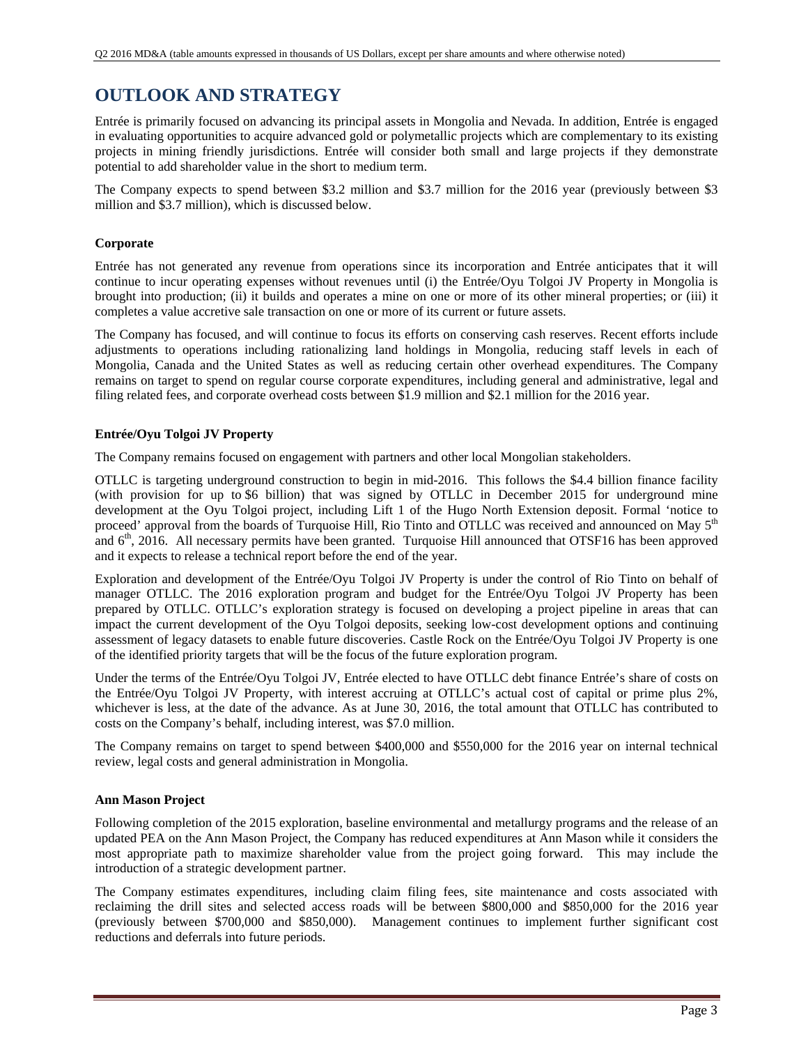# OUTLOOK AND STRATEGY

Entrée is primarily focused on advancing its principal assets in Mongolia and Nevada. In addition, Entrée is engaged in evaluating opportunities to acquire advanced gold or polymetallic projects which are complementary to its existing projects in mining friendly jurisdictions. Entrée will consider both small and large projects if they demonstrate potential to add shareholder value in the short to medium term.

The Company expects to spend between \$3.2 million and \$3.7 million for the 2016 year (previously between \$3 million and \$3.7 million), which is discussed below.

**Corporate**

Entrée has not generated any revenue from operations since its incorporation and Entrée anticipates that it will continue to incur operating expenses without revenues until (i) the Entrée/Oyu Tolgoi JV Property in Mongolia is brought into production; (ii) it builds and operates a mine on one or more of its other mineral properties; or (iii) it completes a value accretive sale transaction on one or more of its current or future assets.

The Company has focused, and will continue to focus its efforts on conserving cash reserves. Recent efforts include adjustments to operations including rationalizing land holdings in Mongolia, reducing staff levels in each of Mongolia, Canada and the United States as well as reducing certain other overhead expenditures. The Company remains on target to spend on regular course corporate expenditures, including general and administrative, legal and filing related fees, and corporate overhead costs between \$1.9 million and \$2.1 million for the 2016 year.

**Entrée/Oyu Tolgoi JV Property**

The Company remains focused on engagement with partners and other local Mongolian stakeholders.

OTLLC is targeting underground construction to begin in mid-2016. This follows the \$4.4 billion finance facility (with provision for up to \$6 billion) that was signed by OTLLC in December 2015 for underground mine development at the Oyu Tolgoi project, including Lift 1 of the Hugo North Extension deposit. Formal 'notice to proceed' approval from the boards of Turquoise Hill, Rio Tinto and OTLLC was received and announced on May 5th and 6th, 2016. All necessary permits have been granted. Turquoise Hill announced that OTSF16 has been approved and it expects to release a technical report before the end of the year.

Exploration and development of the Entrée/Oyu Tolgoi JV Property is under the control of Rio Tinto on behalf of manager OTLLC. The 2016 exploration program and budget for the Entrée/Oyu Tolgoi JV Property has been prepared by OTLLC. OTLLC's exploration strategy is focused on developing a project pipeline in areas that can impact the current development of the Oyu Tolgoi deposits, seeking low-cost development options and continuing assessment of legacy datasets to enable future discoveries. Castle Rock on the Entrée/Oyu Tolgoi JV Property is one of the identified priority targets that will be the focus of the future exploration program.

Under the terms of the Entrée/Oyu Tolgoi JV, Entrée elected to have OTLLC debt finance Entrée's share of costs on the Entrée/Oyu Tolgoi JV Property, with interest accruing at OTLLC's actual cost of capital or prime plus 2%, whichever is less, at the date of the advance. As at June 30, 2016, the total amount that OTLLC has contributed to costs on the Company's behalf, including interest, was \$7.0 million.

The Company remains on target to spend between \$400,000 and \$550,000 for the 2016 year on internal technical review, legal costs and general administration in Mongolia.

**Ann Mason Project**

Following completion of the 2015 exploration, baseline environmental and metallurgy programs and the release of an updated PEA on the Ann Mason Project, the Company has reduced expenditures at Ann Mason while it considers the most appropriate path to maximize shareholder value from the project going forward. This may include the introduction of a strategic development partner.

The Company estimates expenditures, including claim filing fees, site maintenance and costs associated with reclaiming the drill sites and selected access roads will be between \$800,000 and \$850,000 for the 2016 year (previously between \$700,000 and \$850,000). Management continues to implement further significant cost reductions and deferrals into future periods.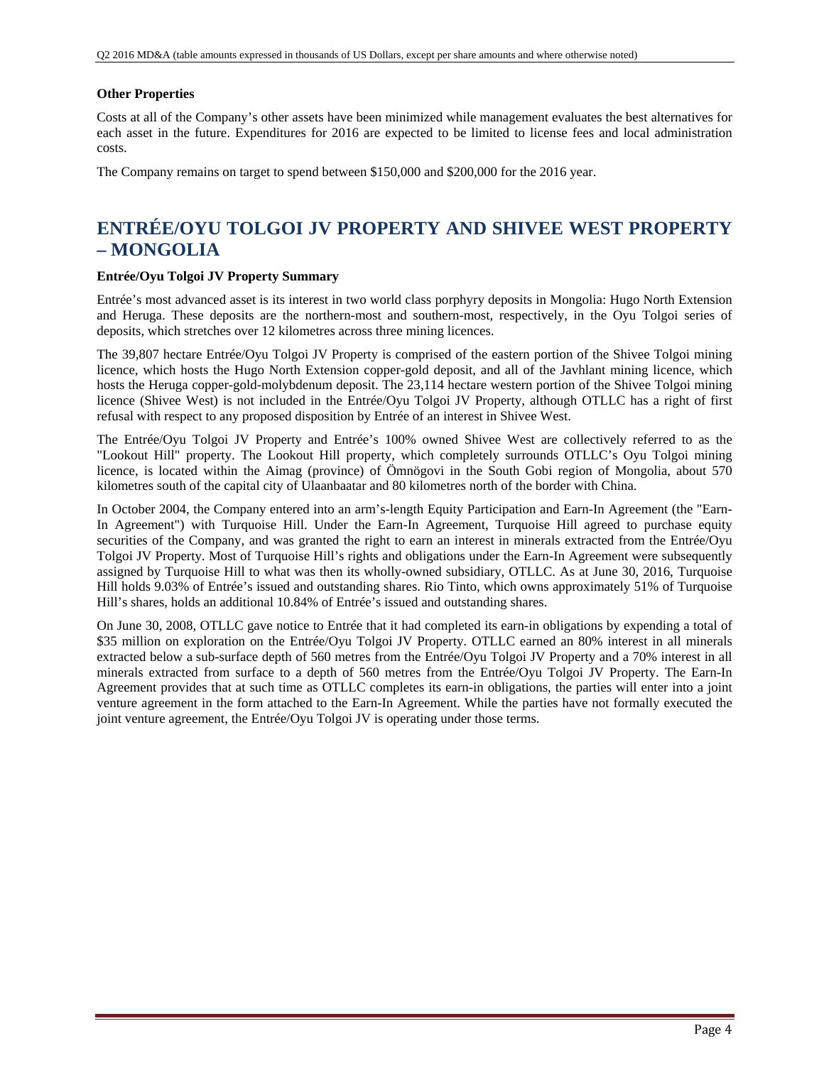**Other Properties**

Costs at all of the Company's other assets have been minimized while management evaluates the best alternatives for each asset in the future. Expenditures for 2016 are expected to be limited to license fees and local administration costs.

The Company remains on target to spend between $150,000 and $200,000 for the 2016 year.

# ENTRÉE/OYU TOLGOI JV PROPERTY AND SHIVEE WEST PROPERTY – MONGOLIA

**Entrée/Oyu Tolgoi JV Property Summary**

Entrée's most advanced asset is its interest in two world class porphyry deposits in Mongolia: Hugo North Extension and Heruga. These deposits are the northern-most and southern-most, respectively, in the Oyu Tolgoi series of deposits, which stretches over 12 kilometres across three mining licences.

The 39,807 hectare Entrée/Oyu Tolgoi JV Property is comprised of the eastern portion of the Shivee Tolgoi mining licence, which hosts the Hugo North Extension copper-gold deposit, and all of the Javhlant mining licence, which hosts the Heruga copper-gold-molybdenum deposit. The 23,114 hectare western portion of the Shivee Tolgoi mining licence (Shivee West) is not included in the Entrée/Oyu Tolgoi JV Property, although OTLLC has a right of first refusal with respect to any proposed disposition by Entrée of an interest in Shivee West.

The Entrée/Oyu Tolgoi JV Property and Entrée's 100% owned Shivee West are collectively referred to as the "Lookout Hill" property. The Lookout Hill property, which completely surrounds OTLLC's Oyu Tolgoi mining licence, is located within the Aimag (province) of Ömnögovi in the South Gobi region of Mongolia, about 570 kilometres south of the capital city of Ulaanbaatar and 80 kilometres north of the border with China.

In October 2004, the Company entered into an arm's-length Equity Participation and Earn-In Agreement (the "Earn-In Agreement") with Turquoise Hill. Under the Earn-In Agreement, Turquoise Hill agreed to purchase equity securities of the Company, and was granted the right to earn an interest in minerals extracted from the Entrée/Oyu Tolgoi JV Property. Most of Turquoise Hill's rights and obligations under the Earn-In Agreement were subsequently assigned by Turquoise Hill to what was then its wholly-owned subsidiary, OTLLC. As at June 30, 2016, Turquoise Hill holds 9.03% of Entrée's issued and outstanding shares. Rio Tinto, which owns approximately 51% of Turquoise Hill's shares, holds an additional 10.84% of Entrée's issued and outstanding shares.

On June 30, 2008, OTLLC gave notice to Entrée that it had completed its earn-in obligations by expending a total of $35 million on exploration on the Entrée/Oyu Tolgoi JV Property. OTLLC earned an 80% interest in all minerals extracted below a sub-surface depth of 560 metres from the Entrée/Oyu Tolgoi JV Property and a 70% interest in all minerals extracted from surface to a depth of 560 metres from the Entrée/Oyu Tolgoi JV Property. The Earn-In Agreement provides that at such time as OTLLC completes its earn-in obligations, the parties will enter into a joint venture agreement in the form attached to the Earn-In Agreement. While the parties have not formally executed the joint venture agreement, the Entrée/Oyu Tolgoi JV is operating under those terms.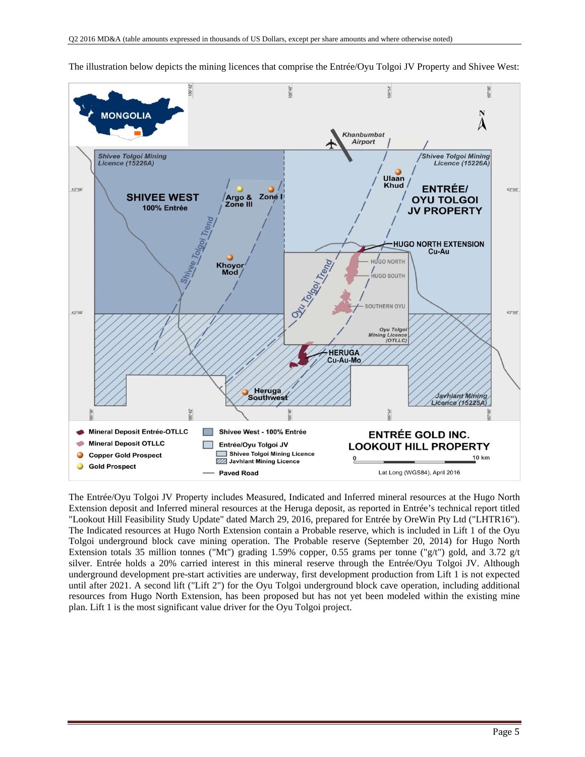The illustration below depicts the mining licences that comprise the Entrée/Oyu Tolgoi JV Property and Shivee West:

The Entrée/Oyu Tolgoi JV Property includes Measured, Indicated and Inferred mineral resources at the Hugo North Extension deposit and Inferred mineral resources at the Heruga deposit, as reported in Entrée's technical report titled "Lookout Hill Feasibility Study Update" dated March 29, 2016, prepared for Entrée by OreWin Pty Ltd ("LHTR16"). The Indicated resources at Hugo North Extension contain a Probable reserve, which is included in Lift 1 of the Oyu Tolgoi underground block cave mining operation. The Probable reserve (September 20, 2014) for Hugo North Extension totals 35 million tonnes ("Mt") grading 1.59% copper, 0.55 grams per tonne ("g/t") gold, and 3.72 g/t silver. Entrée holds a 20% carried interest in this mineral reserve through the Entrée/Oyu Tolgoi JV. Although underground development pre-start activities are underway, first development production from Lift 1 is not expected until after 2021. A second lift ("Lift 2") for the Oyu Tolgoi underground block cave operation, including additional resources from Hugo North Extension, has been proposed but has not yet been modeled within the existing mine plan. Lift 1 is the most significant value driver for the Oyu Tolgoi project.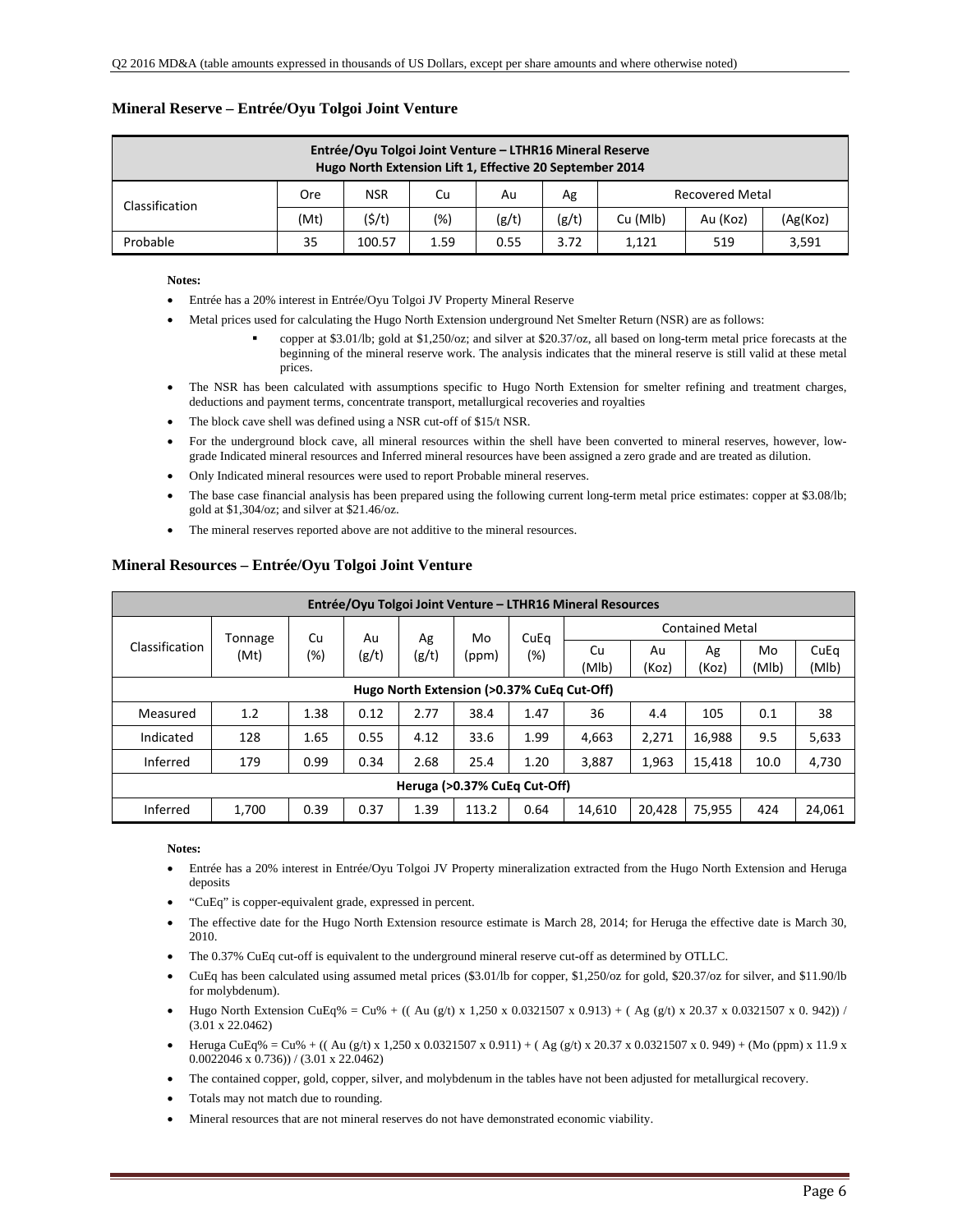### Mineral Reserve – Entrée/Oyu Tolgoi Joint Venture

| Entrée/Oyu Tolgoi Joint Venture – LTHR16 Mineral Reserve<br>Hugo North Extension Lift 1, Effective 20 September 2014 | | | | | | | | |
|---|---|---|---|---|---|---|---|---|
| Classification | Ore | NSR | Cu | Au | Ag | Recovered Metal | | |
| | (Mt) | ($/t) | (%) | (g/t) | (g/t) | Cu (Mlb) | Au (Koz) | (Ag(Koz) |
| Probable | 35 | 100.57 | 1.59 | 0.55 | 3.72 | 1,121 | 519 | 3,591 |

**Notes:**

- Entrée has a 20% interest in Entrée/Oyu Tolgoi JV Property Mineral Reserve
- Metal prices used for calculating the Hugo North Extension underground Net Smelter Return (NSR) are as follows:
  - copper at $3.01/lb; gold at $1,250/oz; and silver at $20.37/oz, all based on long-term metal price forecasts at the beginning of the mineral reserve work. The analysis indicates that the mineral reserve is still valid at these metal prices.
- The NSR has been calculated with assumptions specific to Hugo North Extension for smelter refining and treatment charges, deductions and payment terms, concentrate transport, metallurgical recoveries and royalties
- The block cave shell was defined using a NSR cut-off of $15/t NSR.
- For the underground block cave, all mineral resources within the shell have been converted to mineral reserves, however, low-grade Indicated mineral resources and Inferred mineral resources have been assigned a zero grade and are treated as dilution.
- Only Indicated mineral resources were used to report Probable mineral reserves.
- The base case financial analysis has been prepared using the following current long-term metal price estimates: copper at $3.08/lb; gold at $1,304/oz; and silver at $21.46/oz.
- The mineral reserves reported above are not additive to the mineral resources.

### Mineral Resources – Entrée/Oyu Tolgoi Joint Venture

| Entrée/Oyu Tolgoi Joint Venture – LTHR16 Mineral Resources | | | | | | | | | | | |
|---|---|---|---|---|---|---|---|---|---|---|---|
| Classification | Tonnage (Mt) | Cu (%) | Au (g/t) | Ag (g/t) | Mo (ppm) | CuEq (%) | Contained Metal | | | | |
| | | | | | | | Cu (Mlb) | Au (Koz) | Ag (Koz) | Mo (Mlb) | CuEq (Mlb) |
| Hugo North Extension (>0.37% CuEq Cut-Off) | | | | | | | | | | | |
| Measured | 1.2 | 1.38 | 0.12 | 2.77 | 38.4 | 1.47 | 36 | 4.4 | 105 | 0.1 | 38 |
| Indicated | 128 | 1.65 | 0.55 | 4.12 | 33.6 | 1.99 | 4,663 | 2,271 | 16,988 | 9.5 | 5,633 |
| Inferred | 179 | 0.99 | 0.34 | 2.68 | 25.4 | 1.20 | 3,887 | 1,963 | 15,418 | 10.0 | 4,730 |
| Heruga (>0.37% CuEq Cut-Off) | | | | | | | | | | | |
| Inferred | 1,700 | 0.39 | 0.37 | 1.39 | 113.2 | 0.64 | 14,610 | 20,428 | 75,955 | 424 | 24,061 |

**Notes:**

- Entrée has a 20% interest in Entrée/Oyu Tolgoi JV Property mineralization extracted from the Hugo North Extension and Heruga deposits
- "CuEq" is copper-equivalent grade, expressed in percent.
- The effective date for the Hugo North Extension resource estimate is March 28, 2014; for Heruga the effective date is March 30, 2010.
- The 0.37% CuEq cut-off is equivalent to the underground mineral reserve cut-off as determined by OTLLC.
- CuEq has been calculated using assumed metal prices ($3.01/lb for copper, $1,250/oz for gold, $20.37/oz for silver, and $11.90/lb for molybdenum).
- Hugo North Extension CuEq% = Cu% + (( Au (g/t) x 1,250 x 0.0321507 x 0.913) + ( Ag (g/t) x 20.37 x 0.0321507 x 0. 942)) / (3.01 x 22.0462)
- Heruga CuEq% = Cu% + (( Au (g/t) x 1,250 x 0.0321507 x 0.911) + ( Ag (g/t) x 20.37 x 0.0321507 x 0. 949) + (Mo (ppm) x 11.9 x 0.0022046 x 0.736)) / (3.01 x 22.0462)
- The contained copper, gold, copper, silver, and molybdenum in the tables have not been adjusted for metallurgical recovery.
- Totals may not match due to rounding.
- Mineral resources that are not mineral reserves do not have demonstrated economic viability.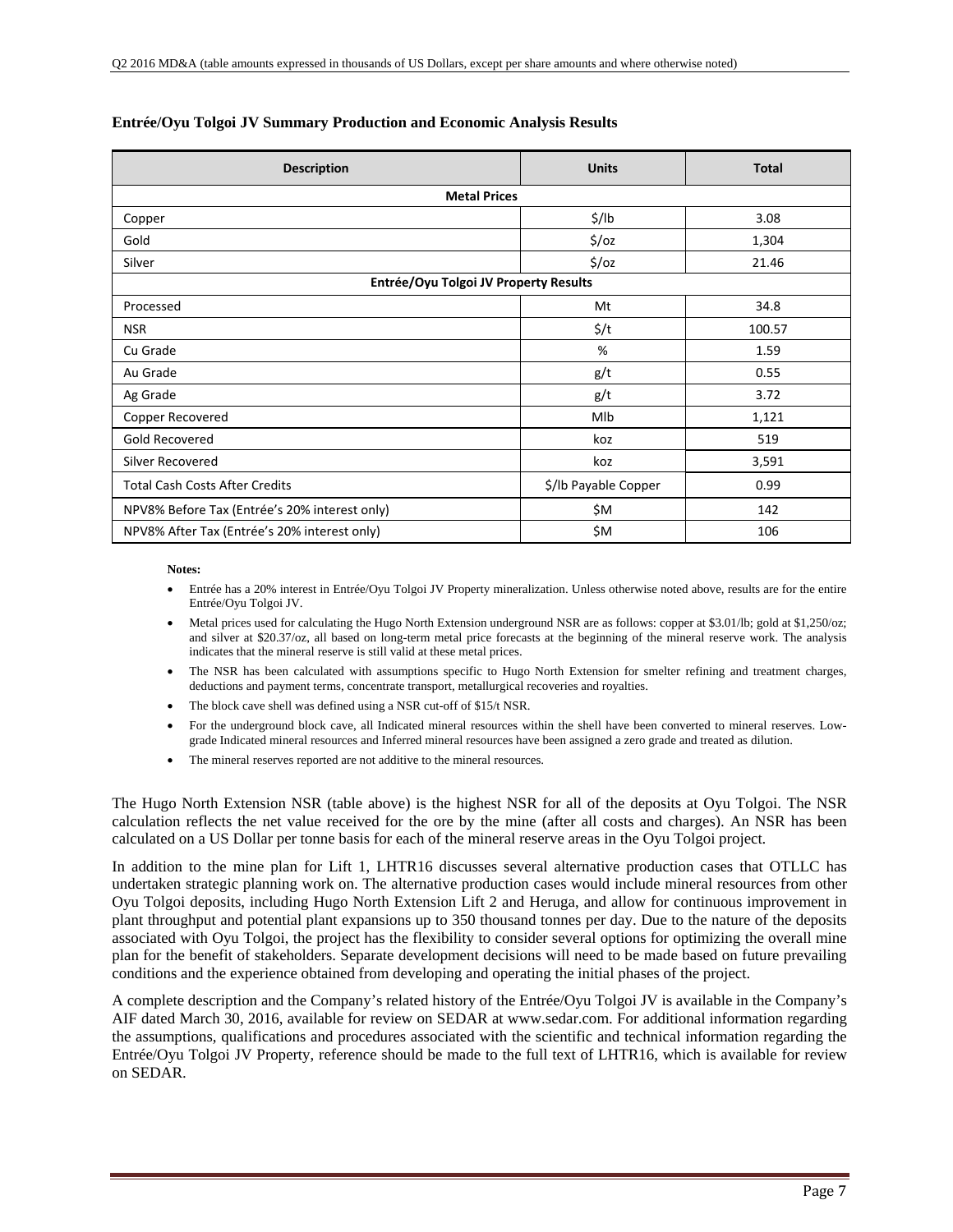**Entrée/Oyu Tolgoi JV Summary Production and Economic Analysis Results**

| Description | Units | Total |
|---|---|---|
| **Metal Prices** | | |
| Copper | $/lb | 3.08 |
| Gold | $/oz | 1,304 |
| Silver | $/oz | 21.46 |
| **Entrée/Oyu Tolgoi JV Property Results** | | |
| Processed | Mt | 34.8 |
| NSR | $/t | 100.57 |
| Cu Grade | % | 1.59 |
| Au Grade | g/t | 0.55 |
| Ag Grade | g/t | 3.72 |
| Copper Recovered | Mlb | 1,121 |
| Gold Recovered | koz | 519 |
| Silver Recovered | koz | 3,591 |
| Total Cash Costs After Credits | $/lb Payable Copper | 0.99 |
| NPV8% Before Tax (Entrée's 20% interest only) | $M | 142 |
| NPV8% After Tax (Entrée's 20% interest only) | $M | 106 |

**Notes:**

- Entrée has a 20% interest in Entrée/Oyu Tolgoi JV Property mineralization. Unless otherwise noted above, results are for the entire Entrée/Oyu Tolgoi JV.
- Metal prices used for calculating the Hugo North Extension underground NSR are as follows: copper at $3.01/lb; gold at $1,250/oz; and silver at $20.37/oz, all based on long-term metal price forecasts at the beginning of the mineral reserve work. The analysis indicates that the mineral reserve is still valid at these metal prices.
- The NSR has been calculated with assumptions specific to Hugo North Extension for smelter refining and treatment charges, deductions and payment terms, concentrate transport, metallurgical recoveries and royalties.
- The block cave shell was defined using a NSR cut-off of $15/t NSR.
- For the underground block cave, all Indicated mineral resources within the shell have been converted to mineral reserves. Low-grade Indicated mineral resources and Inferred mineral resources have been assigned a zero grade and treated as dilution.
- The mineral reserves reported are not additive to the mineral resources.

The Hugo North Extension NSR (table above) is the highest NSR for all of the deposits at Oyu Tolgoi. The NSR calculation reflects the net value received for the ore by the mine (after all costs and charges). An NSR has been calculated on a US Dollar per tonne basis for each of the mineral reserve areas in the Oyu Tolgoi project.

In addition to the mine plan for Lift 1, LHTR16 discusses several alternative production cases that OTLLC has undertaken strategic planning work on. The alternative production cases would include mineral resources from other Oyu Tolgoi deposits, including Hugo North Extension Lift 2 and Heruga, and allow for continuous improvement in plant throughput and potential plant expansions up to 350 thousand tonnes per day. Due to the nature of the deposits associated with Oyu Tolgoi, the project has the flexibility to consider several options for optimizing the overall mine plan for the benefit of stakeholders. Separate development decisions will need to be made based on future prevailing conditions and the experience obtained from developing and operating the initial phases of the project.

A complete description and the Company's related history of the Entrée/Oyu Tolgoi JV is available in the Company's AIF dated March 30, 2016, available for review on SEDAR at www.sedar.com. For additional information regarding the assumptions, qualifications and procedures associated with the scientific and technical information regarding the Entrée/Oyu Tolgoi JV Property, reference should be made to the full text of LHTR16, which is available for review on SEDAR.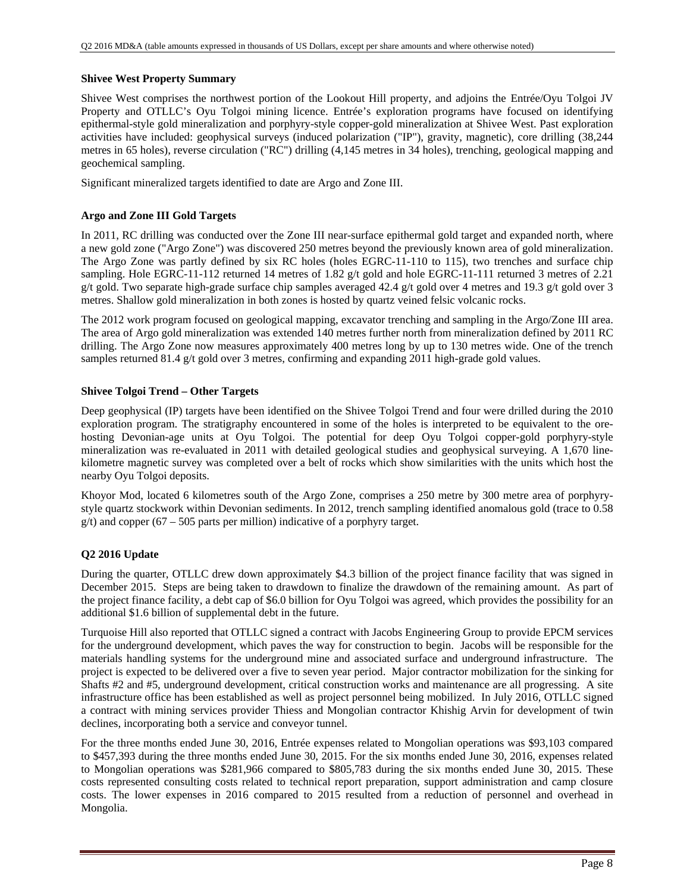**Shivee West Property Summary**

Shivee West comprises the northwest portion of the Lookout Hill property, and adjoins the Entrée/Oyu Tolgoi JV Property and OTLLC's Oyu Tolgoi mining licence. Entrée's exploration programs have focused on identifying epithermal-style gold mineralization and porphyry-style copper-gold mineralization at Shivee West. Past exploration activities have included: geophysical surveys (induced polarization ("IP"), gravity, magnetic), core drilling (38,244 metres in 65 holes), reverse circulation ("RC") drilling (4,145 metres in 34 holes), trenching, geological mapping and geochemical sampling.

Significant mineralized targets identified to date are Argo and Zone III.

**Argo and Zone III Gold Targets**

In 2011, RC drilling was conducted over the Zone III near-surface epithermal gold target and expanded north, where a new gold zone ("Argo Zone") was discovered 250 metres beyond the previously known area of gold mineralization. The Argo Zone was partly defined by six RC holes (holes EGRC-11-110 to 115), two trenches and surface chip sampling. Hole EGRC-11-112 returned 14 metres of 1.82 g/t gold and hole EGRC-11-111 returned 3 metres of 2.21 g/t gold. Two separate high-grade surface chip samples averaged 42.4 g/t gold over 4 metres and 19.3 g/t gold over 3 metres. Shallow gold mineralization in both zones is hosted by quartz veined felsic volcanic rocks.

The 2012 work program focused on geological mapping, excavator trenching and sampling in the Argo/Zone III area. The area of Argo gold mineralization was extended 140 metres further north from mineralization defined by 2011 RC drilling. The Argo Zone now measures approximately 400 metres long by up to 130 metres wide. One of the trench samples returned 81.4 g/t gold over 3 metres, confirming and expanding 2011 high-grade gold values.

**Shivee Tolgoi Trend – Other Targets**

Deep geophysical (IP) targets have been identified on the Shivee Tolgoi Trend and four were drilled during the 2010 exploration program. The stratigraphy encountered in some of the holes is interpreted to be equivalent to the ore-hosting Devonian-age units at Oyu Tolgoi. The potential for deep Oyu Tolgoi copper-gold porphyry-style mineralization was re-evaluated in 2011 with detailed geological studies and geophysical surveying. A 1,670 line-kilometre magnetic survey was completed over a belt of rocks which show similarities with the units which host the nearby Oyu Tolgoi deposits.

Khoyor Mod, located 6 kilometres south of the Argo Zone, comprises a 250 metre by 300 metre area of porphyry-style quartz stockwork within Devonian sediments. In 2012, trench sampling identified anomalous gold (trace to 0.58 g/t) and copper (67 – 505 parts per million) indicative of a porphyry target.

**Q2 2016 Update**

During the quarter, OTLLC drew down approximately $4.3 billion of the project finance facility that was signed in December 2015. Steps are being taken to drawdown to finalize the drawdown of the remaining amount. As part of the project finance facility, a debt cap of $6.0 billion for Oyu Tolgoi was agreed, which provides the possibility for an additional $1.6 billion of supplemental debt in the future.

Turquoise Hill also reported that OTLLC signed a contract with Jacobs Engineering Group to provide EPCM services for the underground development, which paves the way for construction to begin. Jacobs will be responsible for the materials handling systems for the underground mine and associated surface and underground infrastructure. The project is expected to be delivered over a five to seven year period. Major contractor mobilization for the sinking for Shafts #2 and #5, underground development, critical construction works and maintenance are all progressing. A site infrastructure office has been established as well as project personnel being mobilized. In July 2016, OTLLC signed a contract with mining services provider Thiess and Mongolian contractor Khishig Arvin for development of twin declines, incorporating both a service and conveyor tunnel.

For the three months ended June 30, 2016, Entrée expenses related to Mongolian operations was $93,103 compared to $457,393 during the three months ended June 30, 2015. For the six months ended June 30, 2016, expenses related to Mongolian operations was $281,966 compared to $805,783 during the six months ended June 30, 2015. These costs represented consulting costs related to technical report preparation, support administration and camp closure costs. The lower expenses in 2016 compared to 2015 resulted from a reduction of personnel and overhead in Mongolia.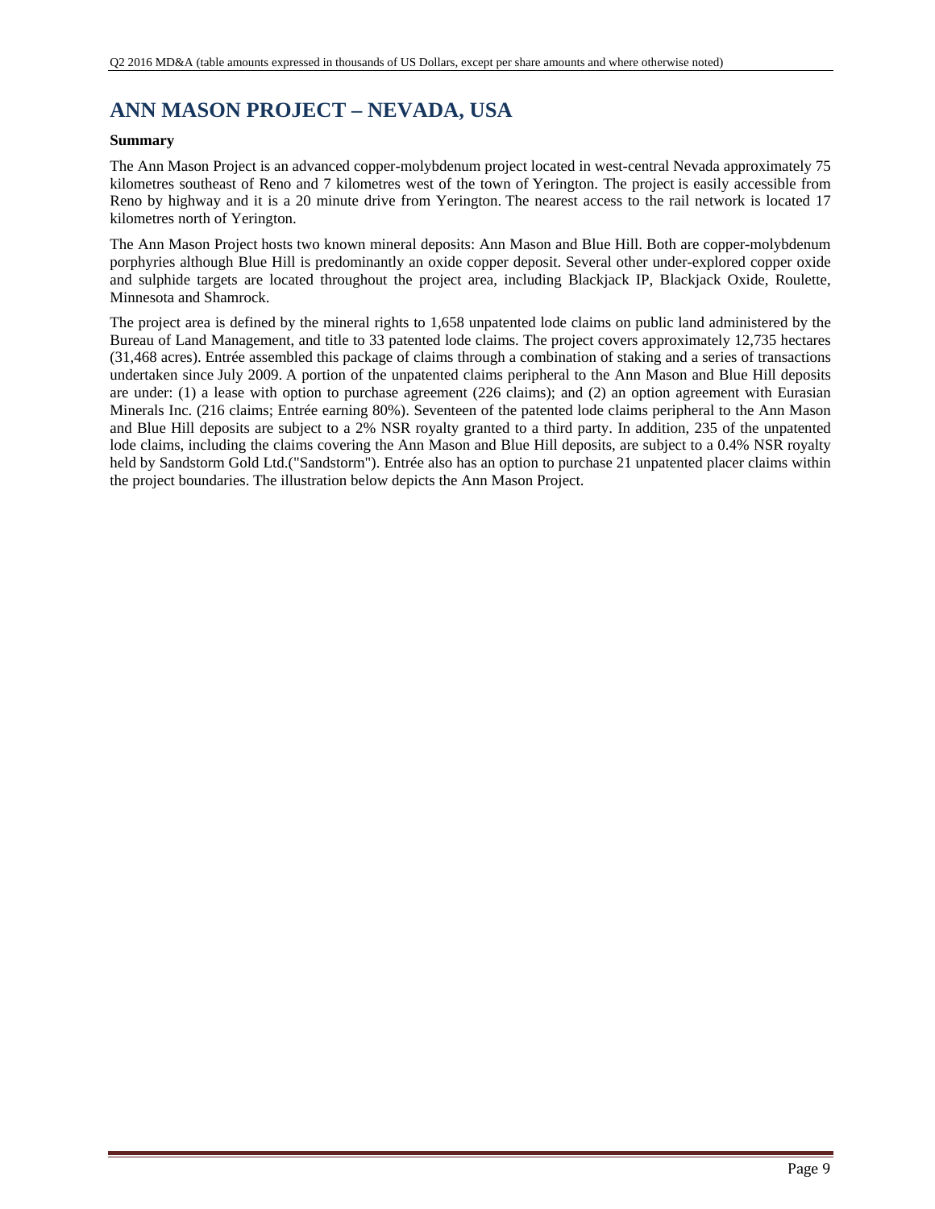# ANN MASON PROJECT – NEVADA, USA

**Summary**

The Ann Mason Project is an advanced copper-molybdenum project located in west-central Nevada approximately 75 kilometres southeast of Reno and 7 kilometres west of the town of Yerington. The project is easily accessible from Reno by highway and it is a 20 minute drive from Yerington. The nearest access to the rail network is located 17 kilometres north of Yerington.

The Ann Mason Project hosts two known mineral deposits: Ann Mason and Blue Hill. Both are copper-molybdenum porphyries although Blue Hill is predominantly an oxide copper deposit. Several other under-explored copper oxide and sulphide targets are located throughout the project area, including Blackjack IP, Blackjack Oxide, Roulette, Minnesota and Shamrock.

The project area is defined by the mineral rights to 1,658 unpatented lode claims on public land administered by the Bureau of Land Management, and title to 33 patented lode claims. The project covers approximately 12,735 hectares (31,468 acres). Entrée assembled this package of claims through a combination of staking and a series of transactions undertaken since July 2009. A portion of the unpatented claims peripheral to the Ann Mason and Blue Hill deposits are under: (1) a lease with option to purchase agreement (226 claims); and (2) an option agreement with Eurasian Minerals Inc. (216 claims; Entrée earning 80%). Seventeen of the patented lode claims peripheral to the Ann Mason and Blue Hill deposits are subject to a 2% NSR royalty granted to a third party. In addition, 235 of the unpatented lode claims, including the claims covering the Ann Mason and Blue Hill deposits, are subject to a 0.4% NSR royalty held by Sandstorm Gold Ltd.("Sandstorm"). Entrée also has an option to purchase 21 unpatented placer claims within the project boundaries. The illustration below depicts the Ann Mason Project.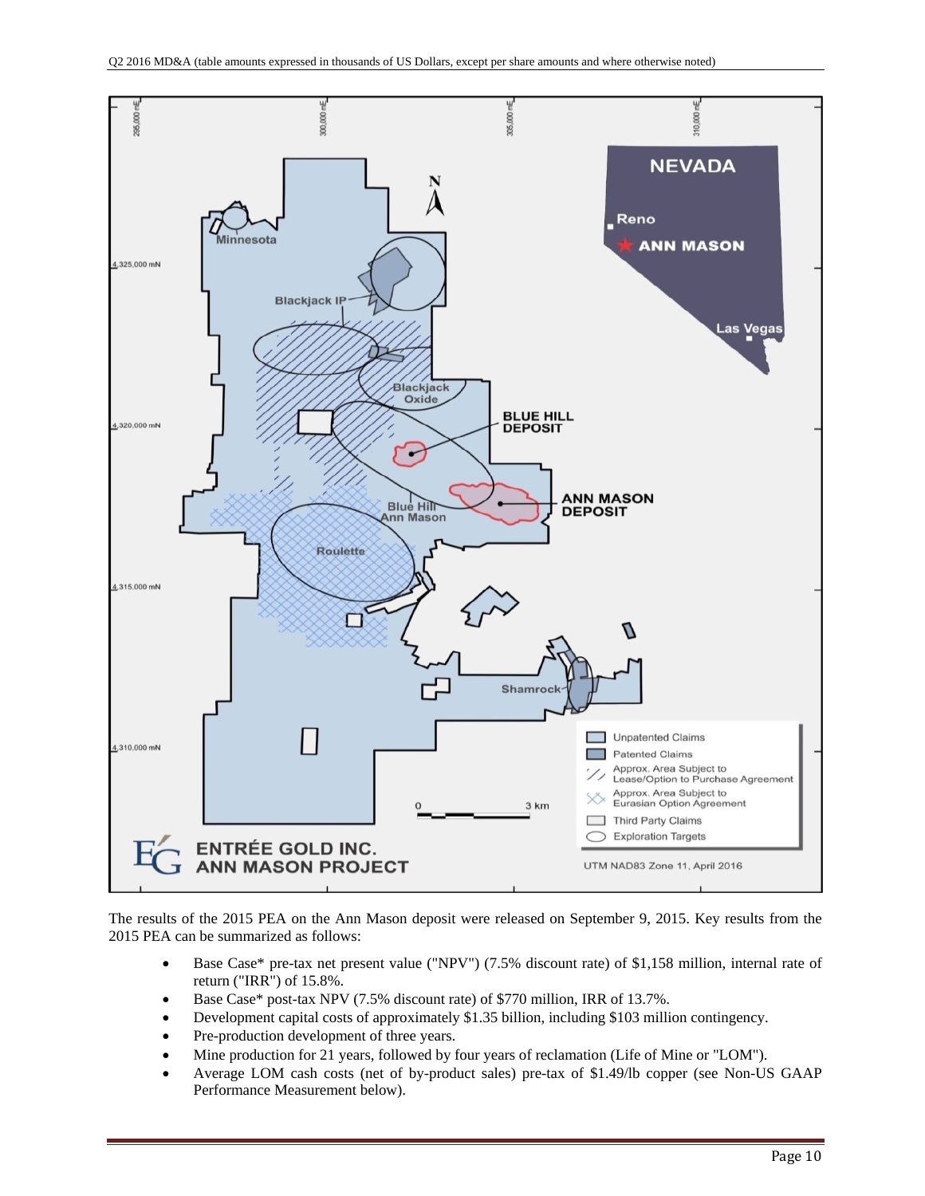The results of the 2015 PEA on the Ann Mason deposit were released on September 9, 2015. Key results from the 2015 PEA can be summarized as follows:

- Base Case* pre-tax net present value ("NPV") (7.5% discount rate) of $1,158 million, internal rate of return ("IRR") of 15.8%.
- Base Case* post-tax NPV (7.5% discount rate) of $770 million, IRR of 13.7%.
- Development capital costs of approximately $1.35 billion, including $103 million contingency.
- Pre-production development of three years.
- Mine production for 21 years, followed by four years of reclamation (Life of Mine or "LOM").
- Average LOM cash costs (net of by-product sales) pre-tax of $1.49/lb copper (see Non-US GAAP Performance Measurement below).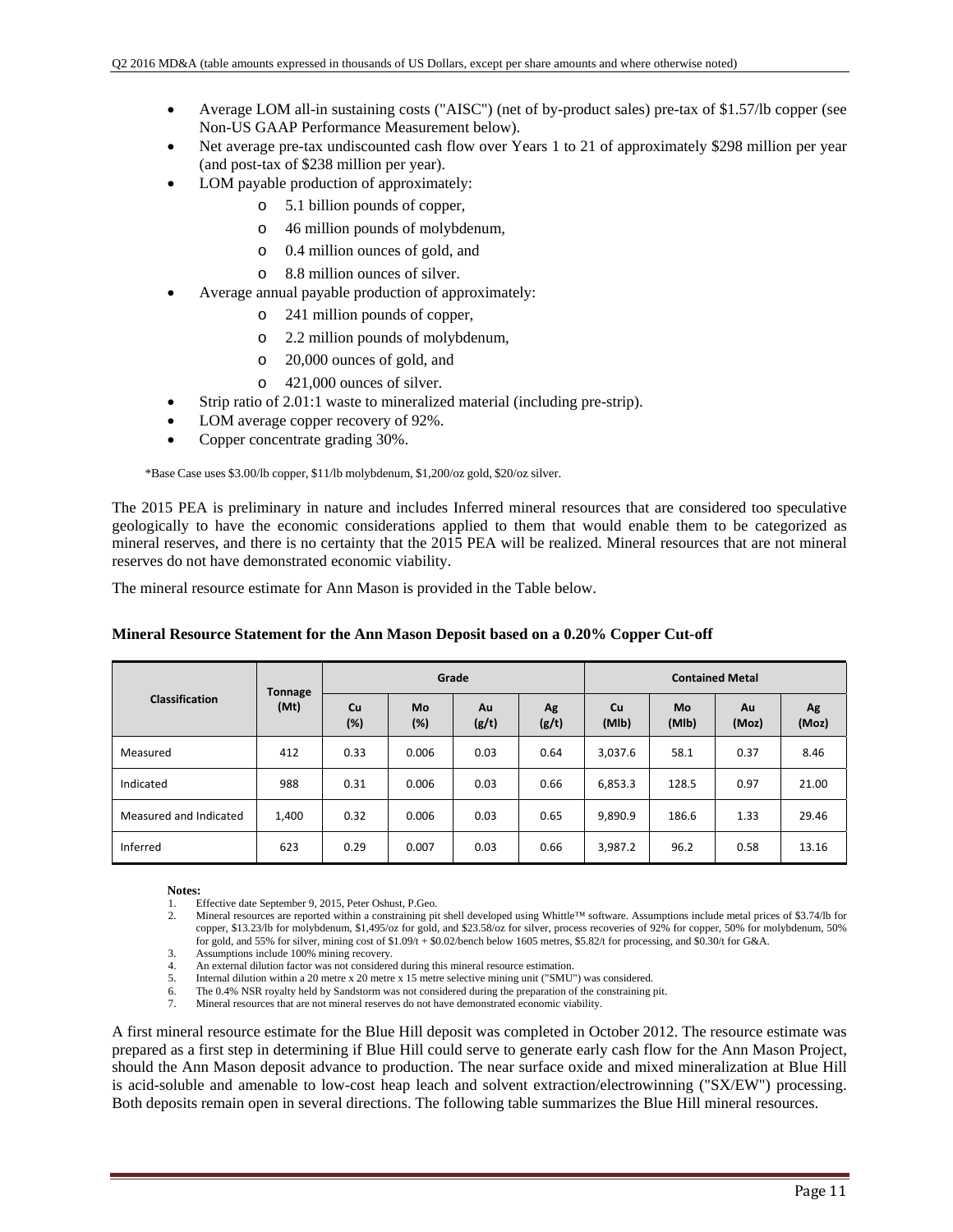- Average LOM all-in sustaining costs ("AISC") (net of by-product sales) pre-tax of $1.57/lb copper (see Non-US GAAP Performance Measurement below).
- Net average pre-tax undiscounted cash flow over Years 1 to 21 of approximately $298 million per year (and post-tax of $238 million per year).
- LOM payable production of approximately:
  - 5.1 billion pounds of copper,
  - 46 million pounds of molybdenum,
  - 0.4 million ounces of gold, and
  - 8.8 million ounces of silver.
- Average annual payable production of approximately:
  - 241 million pounds of copper,
  - 2.2 million pounds of molybdenum,
  - 20,000 ounces of gold, and
  - 421,000 ounces of silver.
- Strip ratio of 2.01:1 waste to mineralized material (including pre-strip).
- LOM average copper recovery of 92%.
- Copper concentrate grading 30%.

*Base Case uses $3.00/lb copper, $11/lb molybdenum, $1,200/oz gold, $20/oz silver.

The 2015 PEA is preliminary in nature and includes Inferred mineral resources that are considered too speculative geologically to have the economic considerations applied to them that would enable them to be categorized as mineral reserves, and there is no certainty that the 2015 PEA will be realized. Mineral resources that are not mineral reserves do not have demonstrated economic viability.

The mineral resource estimate for Ann Mason is provided in the Table below.

**Mineral Resource Statement for the Ann Mason Deposit based on a 0.20% Copper Cut-off**

| Classification | Tonnage (Mt) | Grade | | | | Contained Metal | | | |
|---|---|---|---|---|---|---|---|---|---|
| | | Cu (%) | Mo (%) | Au (g/t) | Ag (g/t) | Cu (Mlb) | Mo (Mlb) | Au (Moz) | Ag (Moz) |
| Measured | 412 | 0.33 | 0.006 | 0.03 | 0.64 | 3,037.6 | 58.1 | 0.37 | 8.46 |
| Indicated | 988 | 0.31 | 0.006 | 0.03 | 0.66 | 6,853.3 | 128.5 | 0.97 | 21.00 |
| Measured and Indicated | 1,400 | 0.32 | 0.006 | 0.03 | 0.65 | 9,890.9 | 186.6 | 1.33 | 29.46 |
| Inferred | 623 | 0.29 | 0.007 | 0.03 | 0.66 | 3,987.2 | 96.2 | 0.58 | 13.16 |

**Notes:**

1. Effective date September 9, 2015, Peter Oshust, P.Geo.
2. Mineral resources are reported within a constraining pit shell developed using Whittle™ software. Assumptions include metal prices of $3.74/lb for copper, $13.23/lb for molybdenum, $1,495/oz for gold, and $23.58/oz for silver, process recoveries of 92% for copper, 50% for molybdenum, 50% for gold, and 55% for silver, mining cost of $1.09/t + $0.02/bench below 1605 metres, $5.82/t for processing, and $0.30/t for G&A.
3. Assumptions include 100% mining recovery.
4. An external dilution factor was not considered during this mineral resource estimation.
5. Internal dilution within a 20 metre x 20 metre x 15 metre selective mining unit ("SMU") was considered.
6. The 0.4% NSR royalty held by Sandstorm was not considered during the preparation of the constraining pit.
7. Mineral resources that are not mineral reserves do not have demonstrated economic viability.

A first mineral resource estimate for the Blue Hill deposit was completed in October 2012. The resource estimate was prepared as a first step in determining if Blue Hill could serve to generate early cash flow for the Ann Mason Project, should the Ann Mason deposit advance to production. The near surface oxide and mixed mineralization at Blue Hill is acid-soluble and amenable to low-cost heap leach and solvent extraction/electrowinning ("SX/EW") processing. Both deposits remain open in several directions. The following table summarizes the Blue Hill mineral resources.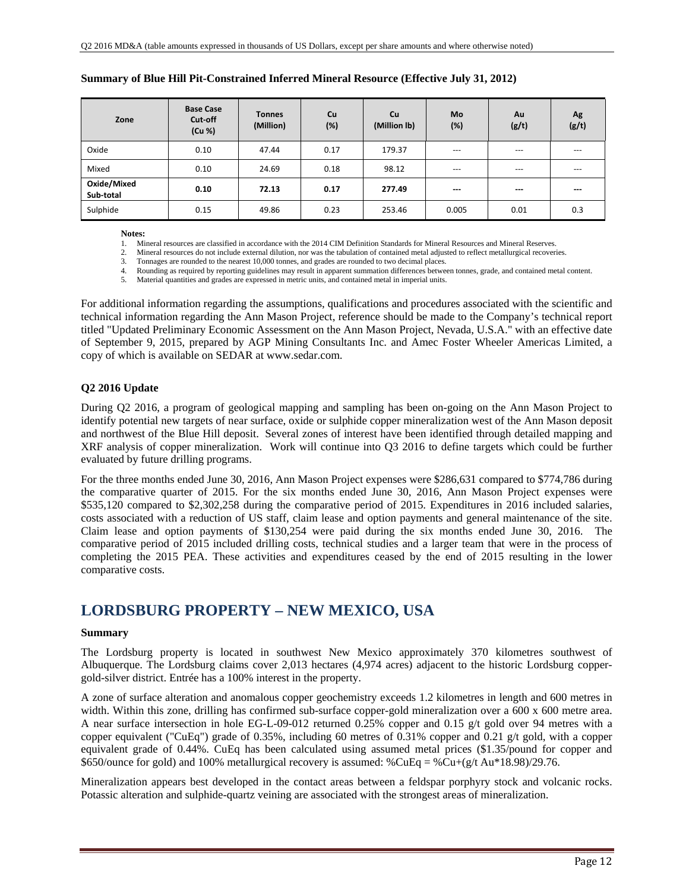**Summary of Blue Hill Pit-Constrained Inferred Mineral Resource (Effective July 31, 2012)**

| Zone | Base Case Cut-off (Cu %) | Tonnes (Million) | Cu (%) | Cu (Million lb) | Mo (%) | Au (g/t) | Ag (g/t) |
|---|---|---|---|---|---|---|---|
| Oxide | 0.10 | 47.44 | 0.17 | 179.37 | --- | --- | --- |
| Mixed | 0.10 | 24.69 | 0.18 | 98.12 | --- | --- | --- |
| **Oxide/Mixed Sub-total** | **0.10** | **72.13** | **0.17** | **277.49** | **---** | **---** | **---** |
| Sulphide | 0.15 | 49.86 | 0.23 | 253.46 | 0.005 | 0.01 | 0.3 |

**Notes:**

1. Mineral resources are classified in accordance with the 2014 CIM Definition Standards for Mineral Resources and Mineral Reserves.
2. Mineral resources do not include external dilution, nor was the tabulation of contained metal adjusted to reflect metallurgical recoveries.
3. Tonnages are rounded to the nearest 10,000 tonnes, and grades are rounded to two decimal places.
4. Rounding as required by reporting guidelines may result in apparent summation differences between tonnes, grade, and contained metal content.
5. Material quantities and grades are expressed in metric units, and contained metal in imperial units.

For additional information regarding the assumptions, qualifications and procedures associated with the scientific and technical information regarding the Ann Mason Project, reference should be made to the Company's technical report titled "Updated Preliminary Economic Assessment on the Ann Mason Project, Nevada, U.S.A." with an effective date of September 9, 2015, prepared by AGP Mining Consultants Inc. and Amec Foster Wheeler Americas Limited, a copy of which is available on SEDAR at www.sedar.com.

### Q2 2016 Update

During Q2 2016, a program of geological mapping and sampling has been on-going on the Ann Mason Project to identify potential new targets of near surface, oxide or sulphide copper mineralization west of the Ann Mason deposit and northwest of the Blue Hill deposit. Several zones of interest have been identified through detailed mapping and XRF analysis of copper mineralization. Work will continue into Q3 2016 to define targets which could be further evaluated by future drilling programs.

For the three months ended June 30, 2016, Ann Mason Project expenses were $286,631 compared to $774,786 during the comparative quarter of 2015. For the six months ended June 30, 2016, Ann Mason Project expenses were $535,120 compared to $2,302,258 during the comparative period of 2015. Expenditures in 2016 included salaries, costs associated with a reduction of US staff, claim lease and option payments and general maintenance of the site. Claim lease and option payments of $130,254 were paid during the six months ended June 30, 2016. The comparative period of 2015 included drilling costs, technical studies and a larger team that were in the process of completing the 2015 PEA. These activities and expenditures ceased by the end of 2015 resulting in the lower comparative costs.

## LORDSBURG PROPERTY – NEW MEXICO, USA

### Summary

The Lordsburg property is located in southwest New Mexico approximately 370 kilometres southwest of Albuquerque. The Lordsburg claims cover 2,013 hectares (4,974 acres) adjacent to the historic Lordsburg copper-gold-silver district. Entrée has a 100% interest in the property.

A zone of surface alteration and anomalous copper geochemistry exceeds 1.2 kilometres in length and 600 metres in width. Within this zone, drilling has confirmed sub-surface copper-gold mineralization over a 600 x 600 metre area. A near surface intersection in hole EG-L-09-012 returned 0.25% copper and 0.15 g/t gold over 94 metres with a copper equivalent ("CuEq") grade of 0.35%, including 60 metres of 0.31% copper and 0.21 g/t gold, with a copper equivalent grade of 0.44%. CuEq has been calculated using assumed metal prices ($1.35/pound for copper and $650/ounce for gold) and 100% metallurgical recovery is assumed: %CuEq = %Cu+(g/t Au*18.98)/29.76.

Mineralization appears best developed in the contact areas between a feldspar porphyry stock and volcanic rocks. Potassic alteration and sulphide-quartz veining are associated with the strongest areas of mineralization.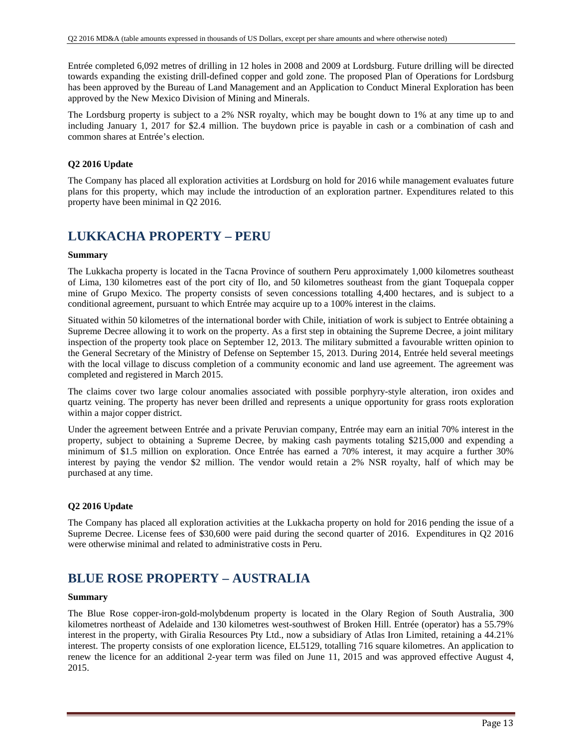Entrée completed 6,092 metres of drilling in 12 holes in 2008 and 2009 at Lordsburg. Future drilling will be directed towards expanding the existing drill-defined copper and gold zone. The proposed Plan of Operations for Lordsburg has been approved by the Bureau of Land Management and an Application to Conduct Mineral Exploration has been approved by the New Mexico Division of Mining and Minerals.

The Lordsburg property is subject to a 2% NSR royalty, which may be bought down to 1% at any time up to and including January 1, 2017 for $2.4 million. The buydown price is payable in cash or a combination of cash and common shares at Entrée's election.

**Q2 2016 Update**

The Company has placed all exploration activities at Lordsburg on hold for 2016 while management evaluates future plans for this property, which may include the introduction of an exploration partner. Expenditures related to this property have been minimal in Q2 2016.

# LUKKACHA PROPERTY – PERU

**Summary**

The Lukkacha property is located in the Tacna Province of southern Peru approximately 1,000 kilometres southeast of Lima, 130 kilometres east of the port city of Ilo, and 50 kilometres southeast from the giant Toquepala copper mine of Grupo Mexico. The property consists of seven concessions totalling 4,400 hectares, and is subject to a conditional agreement, pursuant to which Entrée may acquire up to a 100% interest in the claims.

Situated within 50 kilometres of the international border with Chile, initiation of work is subject to Entrée obtaining a Supreme Decree allowing it to work on the property. As a first step in obtaining the Supreme Decree, a joint military inspection of the property took place on September 12, 2013. The military submitted a favourable written opinion to the General Secretary of the Ministry of Defense on September 15, 2013. During 2014, Entrée held several meetings with the local village to discuss completion of a community economic and land use agreement. The agreement was completed and registered in March 2015.

The claims cover two large colour anomalies associated with possible porphyry-style alteration, iron oxides and quartz veining. The property has never been drilled and represents a unique opportunity for grass roots exploration within a major copper district.

Under the agreement between Entrée and a private Peruvian company, Entrée may earn an initial 70% interest in the property, subject to obtaining a Supreme Decree, by making cash payments totaling $215,000 and expending a minimum of $1.5 million on exploration. Once Entrée has earned a 70% interest, it may acquire a further 30% interest by paying the vendor $2 million. The vendor would retain a 2% NSR royalty, half of which may be purchased at any time.

**Q2 2016 Update**

The Company has placed all exploration activities at the Lukkacha property on hold for 2016 pending the issue of a Supreme Decree. License fees of $30,600 were paid during the second quarter of 2016. Expenditures in Q2 2016 were otherwise minimal and related to administrative costs in Peru.

# BLUE ROSE PROPERTY – AUSTRALIA

**Summary**

The Blue Rose copper-iron-gold-molybdenum property is located in the Olary Region of South Australia, 300 kilometres northeast of Adelaide and 130 kilometres west-southwest of Broken Hill. Entrée (operator) has a 55.79% interest in the property, with Giralia Resources Pty Ltd., now a subsidiary of Atlas Iron Limited, retaining a 44.21% interest. The property consists of one exploration licence, EL5129, totalling 716 square kilometres. An application to renew the licence for an additional 2-year term was filed on June 11, 2015 and was approved effective August 4, 2015.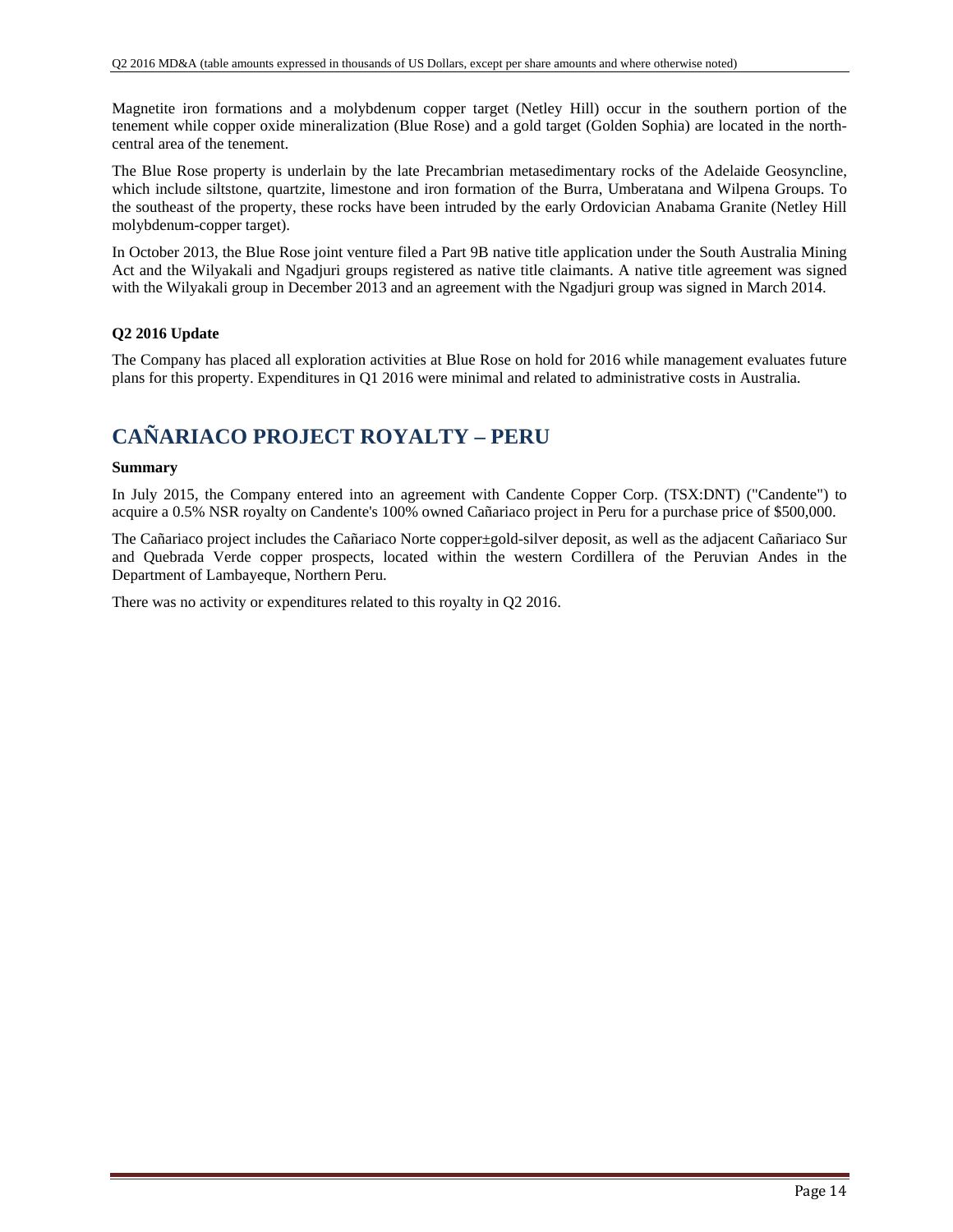Magnetite iron formations and a molybdenum copper target (Netley Hill) occur in the southern portion of the tenement while copper oxide mineralization (Blue Rose) and a gold target (Golden Sophia) are located in the north-central area of the tenement.

The Blue Rose property is underlain by the late Precambrian metasedimentary rocks of the Adelaide Geosyncline, which include siltstone, quartzite, limestone and iron formation of the Burra, Umberatana and Wilpena Groups. To the southeast of the property, these rocks have been intruded by the early Ordovician Anabama Granite (Netley Hill molybdenum-copper target).

In October 2013, the Blue Rose joint venture filed a Part 9B native title application under the South Australia Mining Act and the Wilyakali and Ngadjuri groups registered as native title claimants. A native title agreement was signed with the Wilyakali group in December 2013 and an agreement with the Ngadjuri group was signed in March 2014.

**Q2 2016 Update**

The Company has placed all exploration activities at Blue Rose on hold for 2016 while management evaluates future plans for this property. Expenditures in Q1 2016 were minimal and related to administrative costs in Australia.

# CAÑARIACO PROJECT ROYALTY – PERU

**Summary**

In July 2015, the Company entered into an agreement with Candente Copper Corp. (TSX:DNT) ("Candente") to acquire a 0.5% NSR royalty on Candente's 100% owned Cañariaco project in Peru for a purchase price of $500,000.

The Cañariaco project includes the Cañariaco Norte copper±gold-silver deposit, as well as the adjacent Cañariaco Sur and Quebrada Verde copper prospects, located within the western Cordillera of the Peruvian Andes in the Department of Lambayeque, Northern Peru.

There was no activity or expenditures related to this royalty in Q2 2016.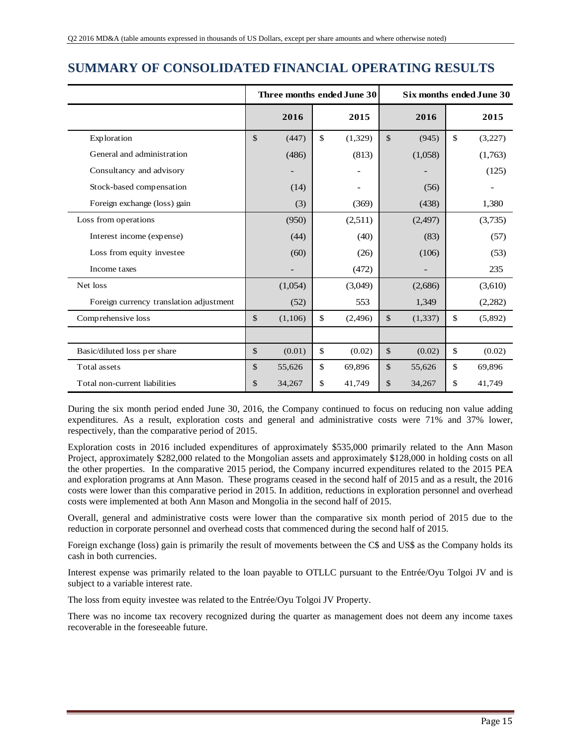# SUMMARY OF CONSOLIDATED FINANCIAL OPERATING RESULTS

| | Three months ended June 30 | | Six months ended June 30 | |
|---|---|---|---|---|
| | 2016 | 2015 | 2016 | 2015 |
| Exploration | $ (447) | $ (1,329) | $ (945) | $ (3,227) |
| General and administration | (486) | (813) | (1,058) | (1,763) |
| Consultancy and advisory | - | - | - | (125) |
| Stock-based compensation | (14) | - | (56) | - |
| Foreign exchange (loss) gain | (3) | (369) | (438) | 1,380 |
| Loss from operations | (950) | (2,511) | (2,497) | (3,735) |
| Interest income (expense) | (44) | (40) | (83) | (57) |
| Loss from equity investee | (60) | (26) | (106) | (53) |
| Income taxes | - | (472) | - | 235 |
| Net loss | (1,054) | (3,049) | (2,686) | (3,610) |
| Foreign currency translation adjustment | (52) | 553 | 1,349 | (2,282) |
| Comprehensive loss | $ (1,106) | $ (2,496) | $ (1,337) | $ (5,892) |
| | | | | |
| Basic/diluted loss per share | $ (0.01) | $ (0.02) | $ (0.02) | $ (0.02) |
| Total assets | $ 55,626 | $ 69,896 | $ 55,626 | $ 69,896 |
| Total non-current liabilities | $ 34,267 | $ 41,749 | $ 34,267 | $ 41,749 |

During the six month period ended June 30, 2016, the Company continued to focus on reducing non value adding expenditures. As a result, exploration costs and general and administrative costs were 71% and 37% lower, respectively, than the comparative period of 2015.

Exploration costs in 2016 included expenditures of approximately $535,000 primarily related to the Ann Mason Project, approximately $282,000 related to the Mongolian assets and approximately $128,000 in holding costs on all the other properties. In the comparative 2015 period, the Company incurred expenditures related to the 2015 PEA and exploration programs at Ann Mason. These programs ceased in the second half of 2015 and as a result, the 2016 costs were lower than this comparative period in 2015. In addition, reductions in exploration personnel and overhead costs were implemented at both Ann Mason and Mongolia in the second half of 2015.

Overall, general and administrative costs were lower than the comparative six month period of 2015 due to the reduction in corporate personnel and overhead costs that commenced during the second half of 2015.

Foreign exchange (loss) gain is primarily the result of movements between the C$ and US$ as the Company holds its cash in both currencies.

Interest expense was primarily related to the loan payable to OTLLC pursuant to the Entrée/Oyu Tolgoi JV and is subject to a variable interest rate.

The loss from equity investee was related to the Entrée/Oyu Tolgoi JV Property.

There was no income tax recovery recognized during the quarter as management does not deem any income taxes recoverable in the foreseeable future.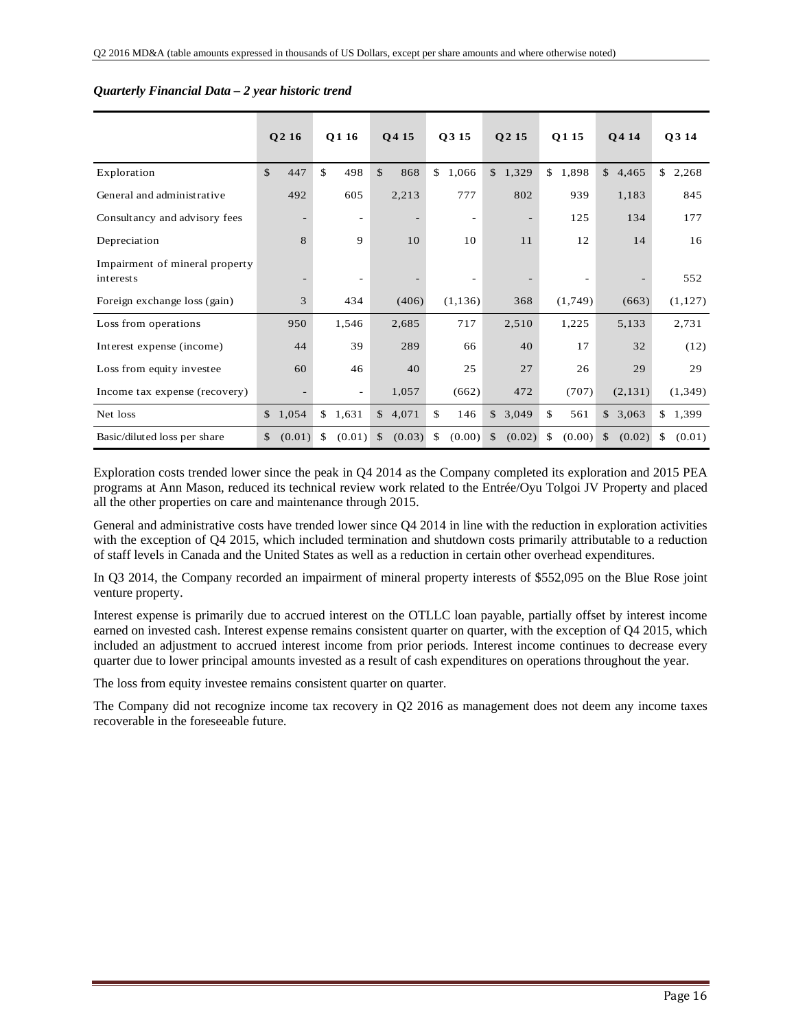***Quarterly Financial Data – 2 year historic trend***

| | Q2 16 | Q1 16 | Q4 15 | Q3 15 | Q2 15 | Q1 15 | Q4 14 | Q3 14 |
|---|---|---|---|---|---|---|---|---|
| Exploration | $ 447 | $ 498 | $ 868 | $ 1,066 | $ 1,329 | $ 1,898 | $ 4,465 | $ 2,268 |
| General and administrative | 492 | 605 | 2,213 | 777 | 802 | 939 | 1,183 | 845 |
| Consultancy and advisory fees | - | - | - | - | - | 125 | 134 | 177 |
| Depreciation | 8 | 9 | 10 | 10 | 11 | 12 | 14 | 16 |
| Impairment of mineral property interests | - | - | - | - | - | - | - | 552 |
| Foreign exchange loss (gain) | 3 | 434 | (406) | (1,136) | 368 | (1,749) | (663) | (1,127) |
| Loss from operations | 950 | 1,546 | 2,685 | 717 | 2,510 | 1,225 | 5,133 | 2,731 |
| Interest expense (income) | 44 | 39 | 289 | 66 | 40 | 17 | 32 | (12) |
| Loss from equity investee | 60 | 46 | 40 | 25 | 27 | 26 | 29 | 29 |
| Income tax expense (recovery) | - | - | 1,057 | (662) | 472 | (707) | (2,131) | (1,349) |
| Net loss | $ 1,054 | $ 1,631 | $ 4,071 | $ 146 | $ 3,049 | $ 561 | $ 3,063 | $ 1,399 |
| Basic/diluted loss per share | $ (0.01) | $ (0.01) | $ (0.03) | $ (0.00) | $ (0.02) | $ (0.00) | $ (0.02) | $ (0.01) |

Exploration costs trended lower since the peak in Q4 2014 as the Company completed its exploration and 2015 PEA programs at Ann Mason, reduced its technical review work related to the Entrée/Oyu Tolgoi JV Property and placed all the other properties on care and maintenance through 2015.

General and administrative costs have trended lower since Q4 2014 in line with the reduction in exploration activities with the exception of Q4 2015, which included termination and shutdown costs primarily attributable to a reduction of staff levels in Canada and the United States as well as a reduction in certain other overhead expenditures.

In Q3 2014, the Company recorded an impairment of mineral property interests of $552,095 on the Blue Rose joint venture property.

Interest expense is primarily due to accrued interest on the OTLLC loan payable, partially offset by interest income earned on invested cash. Interest expense remains consistent quarter on quarter, with the exception of Q4 2015, which included an adjustment to accrued interest income from prior periods. Interest income continues to decrease every quarter due to lower principal amounts invested as a result of cash expenditures on operations throughout the year.

The loss from equity investee remains consistent quarter on quarter.

The Company did not recognize income tax recovery in Q2 2016 as management does not deem any income taxes recoverable in the foreseeable future.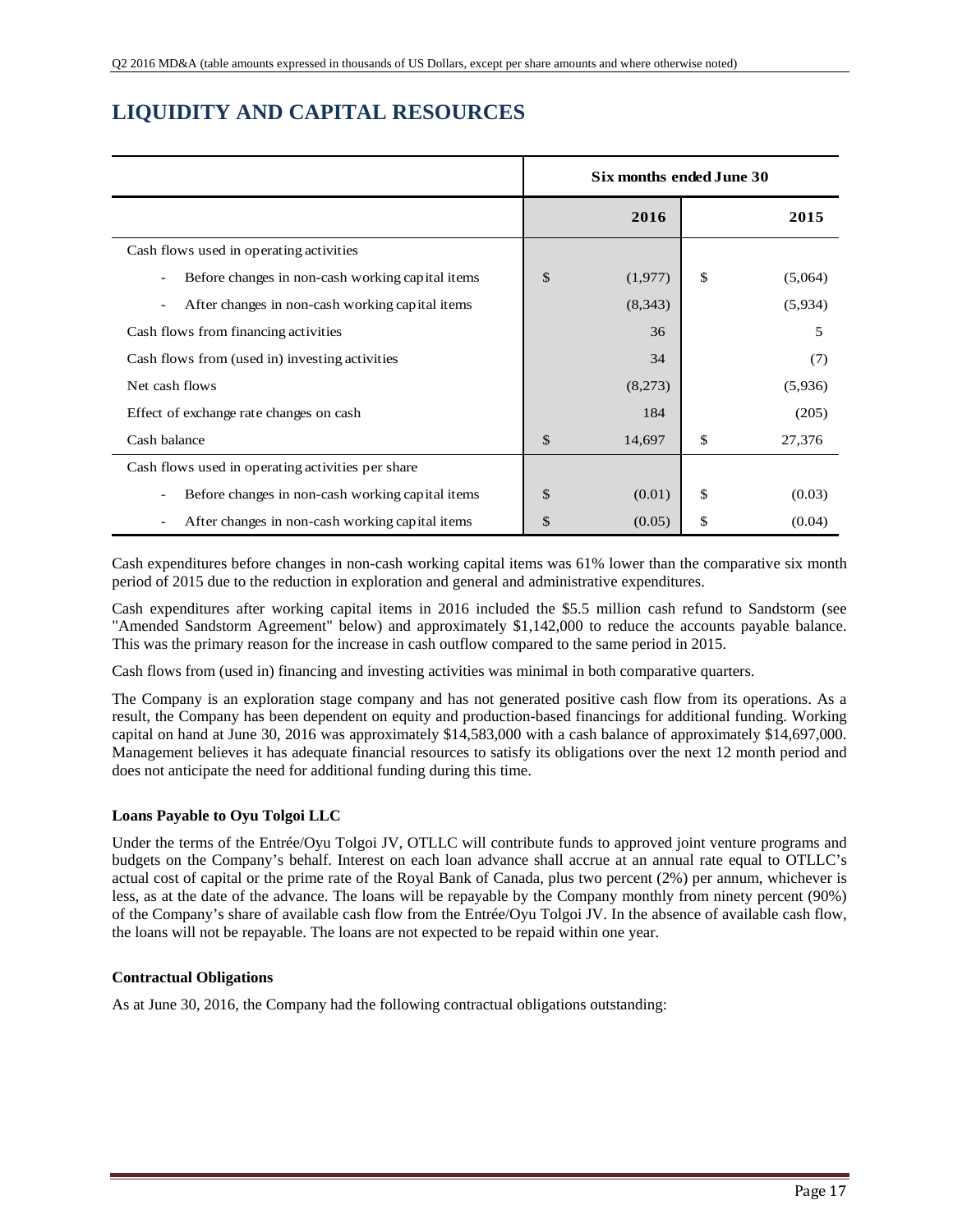# LIQUIDITY AND CAPITAL RESOURCES

| | Six months ended June 30 | |
|---|---|---|
| | **2016** | **2015** |
| Cash flows used in operating activities | | |
| - Before changes in non-cash working capital items | $ (1,977) | $ (5,064) |
| - After changes in non-cash working capital items | (8,343) | (5,934) |
| Cash flows from financing activities | 36 | 5 |
| Cash flows from (used in) investing activities | 34 | (7) |
| Net cash flows | (8,273) | (5,936) |
| Effect of exchange rate changes on cash | 184 | (205) |
| Cash balance | $ 14,697 | $ 27,376 |
| Cash flows used in operating activities per share | | |
| - Before changes in non-cash working capital items | $ (0.01) | $ (0.03) |
| - After changes in non-cash working capital items | $ (0.05) | $ (0.04) |

Cash expenditures before changes in non-cash working capital items was 61% lower than the comparative six month period of 2015 due to the reduction in exploration and general and administrative expenditures.

Cash expenditures after working capital items in 2016 included the $5.5 million cash refund to Sandstorm (see "Amended Sandstorm Agreement" below) and approximately $1,142,000 to reduce the accounts payable balance. This was the primary reason for the increase in cash outflow compared to the same period in 2015.

Cash flows from (used in) financing and investing activities was minimal in both comparative quarters.

The Company is an exploration stage company and has not generated positive cash flow from its operations. As a result, the Company has been dependent on equity and production-based financings for additional funding. Working capital on hand at June 30, 2016 was approximately $14,583,000 with a cash balance of approximately $14,697,000. Management believes it has adequate financial resources to satisfy its obligations over the next 12 month period and does not anticipate the need for additional funding during this time.

### Loans Payable to Oyu Tolgoi LLC

Under the terms of the Entrée/Oyu Tolgoi JV, OTLLC will contribute funds to approved joint venture programs and budgets on the Company's behalf. Interest on each loan advance shall accrue at an annual rate equal to OTLLC's actual cost of capital or the prime rate of the Royal Bank of Canada, plus two percent (2%) per annum, whichever is less, as at the date of the advance. The loans will be repayable by the Company monthly from ninety percent (90%) of the Company's share of available cash flow from the Entrée/Oyu Tolgoi JV. In the absence of available cash flow, the loans will not be repayable. The loans are not expected to be repaid within one year.

### Contractual Obligations

As at June 30, 2016, the Company had the following contractual obligations outstanding: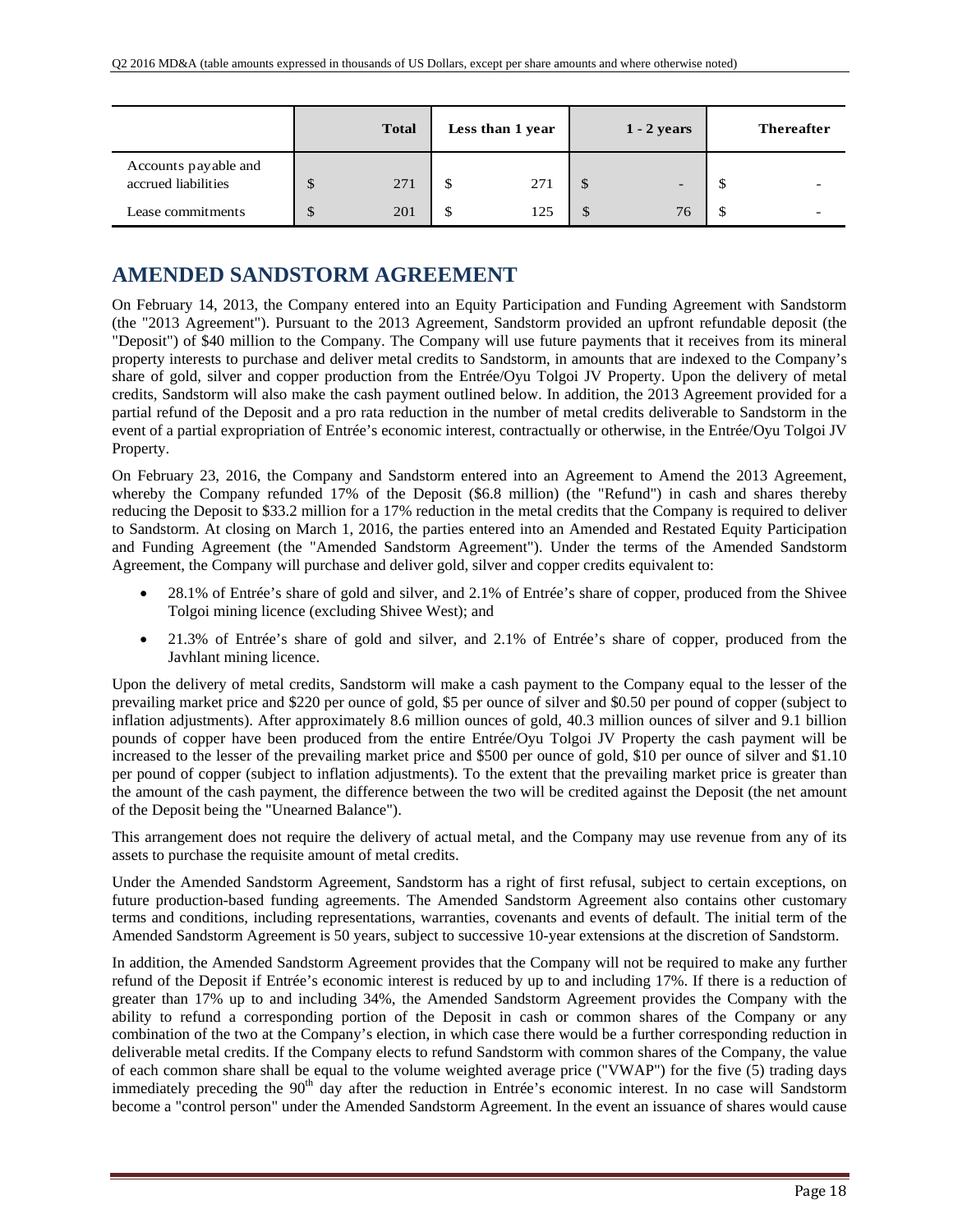| | Total | Less than 1 year | 1 - 2 years | Thereafter |
|---|---|---|---|---|
| Accounts payable and accrued liabilities | $ 271 | $ 271 | $ - | $ - |
| Lease commitments | $ 201 | $ 125 | $ 76 | $ - |

## AMENDED SANDSTORM AGREEMENT

On February 14, 2013, the Company entered into an Equity Participation and Funding Agreement with Sandstorm (the "2013 Agreement"). Pursuant to the 2013 Agreement, Sandstorm provided an upfront refundable deposit (the "Deposit") of $40 million to the Company. The Company will use future payments that it receives from its mineral property interests to purchase and deliver metal credits to Sandstorm, in amounts that are indexed to the Company's share of gold, silver and copper production from the Entrée/Oyu Tolgoi JV Property. Upon the delivery of metal credits, Sandstorm will also make the cash payment outlined below. In addition, the 2013 Agreement provided for a partial refund of the Deposit and a pro rata reduction in the number of metal credits deliverable to Sandstorm in the event of a partial expropriation of Entrée's economic interest, contractually or otherwise, in the Entrée/Oyu Tolgoi JV Property.

On February 23, 2016, the Company and Sandstorm entered into an Agreement to Amend the 2013 Agreement, whereby the Company refunded 17% of the Deposit ($6.8 million) (the "Refund") in cash and shares thereby reducing the Deposit to $33.2 million for a 17% reduction in the metal credits that the Company is required to deliver to Sandstorm. At closing on March 1, 2016, the parties entered into an Amended and Restated Equity Participation and Funding Agreement (the "Amended Sandstorm Agreement"). Under the terms of the Amended Sandstorm Agreement, the Company will purchase and deliver gold, silver and copper credits equivalent to:

- 28.1% of Entrée's share of gold and silver, and 2.1% of Entrée's share of copper, produced from the Shivee Tolgoi mining licence (excluding Shivee West); and
- 21.3% of Entrée's share of gold and silver, and 2.1% of Entrée's share of copper, produced from the Javhlant mining licence.

Upon the delivery of metal credits, Sandstorm will make a cash payment to the Company equal to the lesser of the prevailing market price and $220 per ounce of gold, $5 per ounce of silver and $0.50 per pound of copper (subject to inflation adjustments). After approximately 8.6 million ounces of gold, 40.3 million ounces of silver and 9.1 billion pounds of copper have been produced from the entire Entrée/Oyu Tolgoi JV Property the cash payment will be increased to the lesser of the prevailing market price and $500 per ounce of gold, $10 per ounce of silver and $1.10 per pound of copper (subject to inflation adjustments). To the extent that the prevailing market price is greater than the amount of the cash payment, the difference between the two will be credited against the Deposit (the net amount of the Deposit being the "Unearned Balance").

This arrangement does not require the delivery of actual metal, and the Company may use revenue from any of its assets to purchase the requisite amount of metal credits.

Under the Amended Sandstorm Agreement, Sandstorm has a right of first refusal, subject to certain exceptions, on future production-based funding agreements. The Amended Sandstorm Agreement also contains other customary terms and conditions, including representations, warranties, covenants and events of default. The initial term of the Amended Sandstorm Agreement is 50 years, subject to successive 10-year extensions at the discretion of Sandstorm.

In addition, the Amended Sandstorm Agreement provides that the Company will not be required to make any further refund of the Deposit if Entrée's economic interest is reduced by up to and including 17%. If there is a reduction of greater than 17% up to and including 34%, the Amended Sandstorm Agreement provides the Company with the ability to refund a corresponding portion of the Deposit in cash or common shares of the Company or any combination of the two at the Company's election, in which case there would be a further corresponding reduction in deliverable metal credits. If the Company elects to refund Sandstorm with common shares of the Company, the value of each common share shall be equal to the volume weighted average price ("VWAP") for the five (5) trading days immediately preceding the 90th day after the reduction in Entrée's economic interest. In no case will Sandstorm become a "control person" under the Amended Sandstorm Agreement. In the event an issuance of shares would cause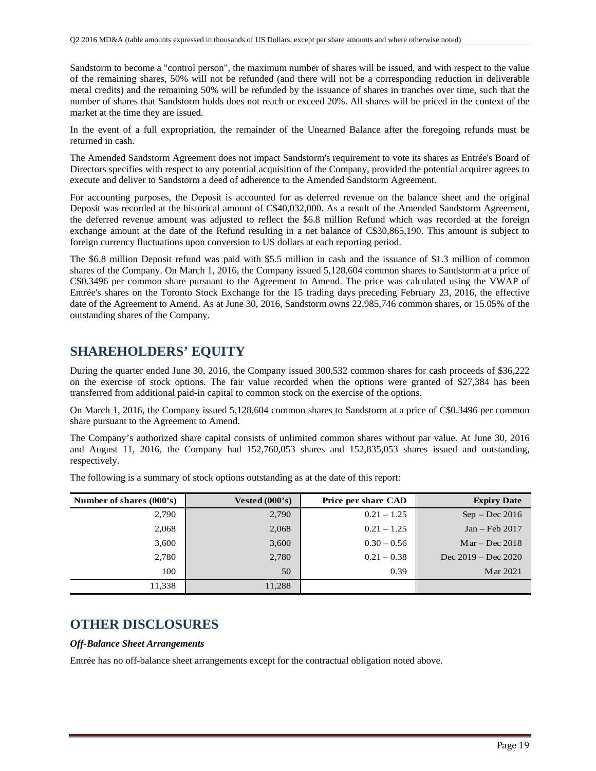Sandstorm to become a "control person", the maximum number of shares will be issued, and with respect to the value of the remaining shares, 50% will not be refunded (and there will not be a corresponding reduction in deliverable metal credits) and the remaining 50% will be refunded by the issuance of shares in tranches over time, such that the number of shares that Sandstorm holds does not reach or exceed 20%. All shares will be priced in the context of the market at the time they are issued.

In the event of a full expropriation, the remainder of the Unearned Balance after the foregoing refunds must be returned in cash.

The Amended Sandstorm Agreement does not impact Sandstorm's requirement to vote its shares as Entrée's Board of Directors specifies with respect to any potential acquisition of the Company, provided the potential acquirer agrees to execute and deliver to Sandstorm a deed of adherence to the Amended Sandstorm Agreement.

For accounting purposes, the Deposit is accounted for as deferred revenue on the balance sheet and the original Deposit was recorded at the historical amount of C$40,032,000. As a result of the Amended Sandstorm Agreement, the deferred revenue amount was adjusted to reflect the $6.8 million Refund which was recorded at the foreign exchange amount at the date of the Refund resulting in a net balance of C$30,865,190. This amount is subject to foreign currency fluctuations upon conversion to US dollars at each reporting period.

The $6.8 million Deposit refund was paid with $5.5 million in cash and the issuance of $1.3 million of common shares of the Company. On March 1, 2016, the Company issued 5,128,604 common shares to Sandstorm at a price of C$0.3496 per common share pursuant to the Agreement to Amend. The price was calculated using the VWAP of Entrée's shares on the Toronto Stock Exchange for the 15 trading days preceding February 23, 2016, the effective date of the Agreement to Amend. As at June 30, 2016, Sandstorm owns 22,985,746 common shares, or 15.05% of the outstanding shares of the Company.

# SHAREHOLDERS' EQUITY

During the quarter ended June 30, 2016, the Company issued 300,532 common shares for cash proceeds of $36,222 on the exercise of stock options. The fair value recorded when the options were granted of $27,384 has been transferred from additional paid-in capital to common stock on the exercise of the options.

On March 1, 2016, the Company issued 5,128,604 common shares to Sandstorm at a price of C$0.3496 per common share pursuant to the Agreement to Amend.

The Company's authorized share capital consists of unlimited common shares without par value. At June 30, 2016 and August 11, 2016, the Company had 152,760,053 shares and 152,835,053 shares issued and outstanding, respectively.

The following is a summary of stock options outstanding as at the date of this report:

| Number of shares (000's) | Vested (000's) | Price per share CAD | Expiry Date |
|---|---|---|---|
| 2,790 | 2,790 | 0.21 – 1.25 | Sep – Dec 2016 |
| 2,068 | 2,068 | 0.21 – 1.25 | Jan – Feb 2017 |
| 3,600 | 3,600 | 0.30 – 0.56 | Mar – Dec 2018 |
| 2,780 | 2,780 | 0.21 – 0.38 | Dec 2019 – Dec 2020 |
| 100 | 50 | 0.39 | Mar 2021 |
| 11,338 | 11,288 | | |

# OTHER DISCLOSURES

***Off-Balance Sheet Arrangements***

Entrée has no off-balance sheet arrangements except for the contractual obligation noted above.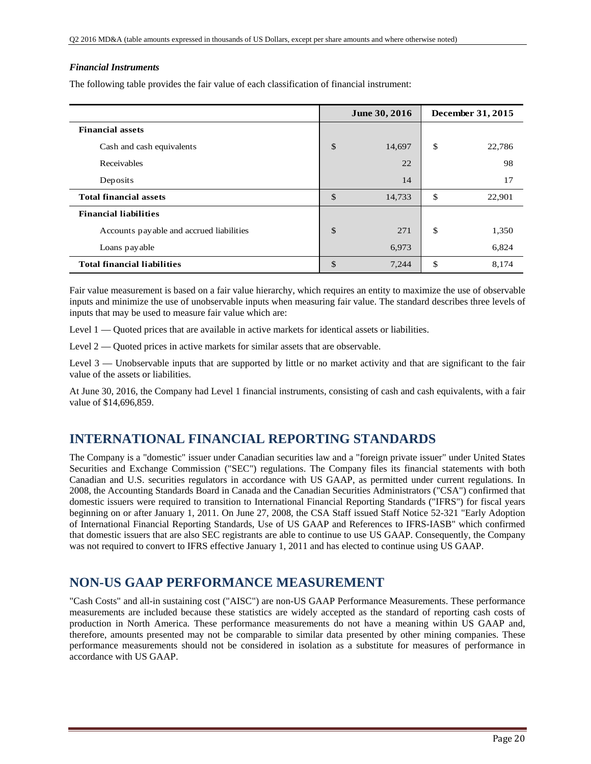### *Financial Instruments*

The following table provides the fair value of each classification of financial instrument:

| | June 30, 2016 | December 31, 2015 |
|---|---|---|
| **Financial assets** | | |
| Cash and cash equivalents | $ 14,697 | $ 22,786 |
| Receivables | 22 | 98 |
| Deposits | 14 | 17 |
| **Total financial assets** | $ 14,733 | $ 22,901 |
| **Financial liabilities** | | |
| Accounts payable and accrued liabilities | $ 271 | $ 1,350 |
| Loans payable | 6,973 | 6,824 |
| **Total financial liabilities** | $ 7,244 | $ 8,174 |

Fair value measurement is based on a fair value hierarchy, which requires an entity to maximize the use of observable inputs and minimize the use of unobservable inputs when measuring fair value. The standard describes three levels of inputs that may be used to measure fair value which are:

Level 1 — Quoted prices that are available in active markets for identical assets or liabilities.

Level 2 — Quoted prices in active markets for similar assets that are observable.

Level 3 — Unobservable inputs that are supported by little or no market activity and that are significant to the fair value of the assets or liabilities.

At June 30, 2016, the Company had Level 1 financial instruments, consisting of cash and cash equivalents, with a fair value of $14,696,859.

## INTERNATIONAL FINANCIAL REPORTING STANDARDS

The Company is a "domestic" issuer under Canadian securities law and a "foreign private issuer" under United States Securities and Exchange Commission ("SEC") regulations. The Company files its financial statements with both Canadian and U.S. securities regulators in accordance with US GAAP, as permitted under current regulations. In 2008, the Accounting Standards Board in Canada and the Canadian Securities Administrators ("CSA") confirmed that domestic issuers were required to transition to International Financial Reporting Standards ("IFRS") for fiscal years beginning on or after January 1, 2011. On June 27, 2008, the CSA Staff issued Staff Notice 52-321 "Early Adoption of International Financial Reporting Standards, Use of US GAAP and References to IFRS-IASB" which confirmed that domestic issuers that are also SEC registrants are able to continue to use US GAAP. Consequently, the Company was not required to convert to IFRS effective January 1, 2011 and has elected to continue using US GAAP.

## NON-US GAAP PERFORMANCE MEASUREMENT

"Cash Costs" and all-in sustaining cost ("AISC") are non-US GAAP Performance Measurements. These performance measurements are included because these statistics are widely accepted as the standard of reporting cash costs of production in North America. These performance measurements do not have a meaning within US GAAP and, therefore, amounts presented may not be comparable to similar data presented by other mining companies. These performance measurements should not be considered in isolation as a substitute for measures of performance in accordance with US GAAP.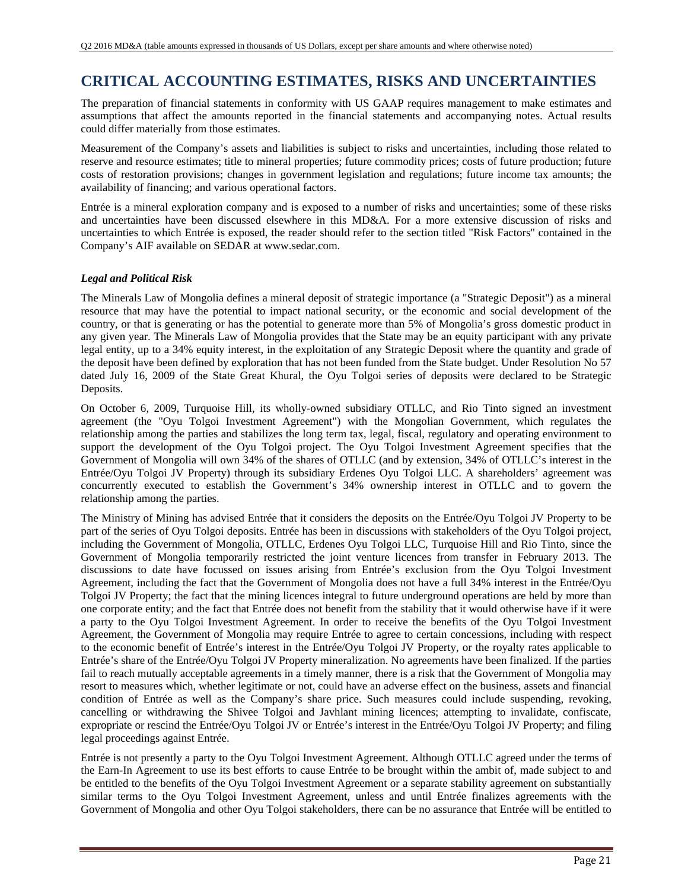# CRITICAL ACCOUNTING ESTIMATES, RISKS AND UNCERTAINTIES

The preparation of financial statements in conformity with US GAAP requires management to make estimates and assumptions that affect the amounts reported in the financial statements and accompanying notes. Actual results could differ materially from those estimates.

Measurement of the Company's assets and liabilities is subject to risks and uncertainties, including those related to reserve and resource estimates; title to mineral properties; future commodity prices; costs of future production; future costs of restoration provisions; changes in government legislation and regulations; future income tax amounts; the availability of financing; and various operational factors.

Entrée is a mineral exploration company and is exposed to a number of risks and uncertainties; some of these risks and uncertainties have been discussed elsewhere in this MD&A. For a more extensive discussion of risks and uncertainties to which Entrée is exposed, the reader should refer to the section titled "Risk Factors" contained in the Company's AIF available on SEDAR at www.sedar.com.

### *Legal and Political Risk*

The Minerals Law of Mongolia defines a mineral deposit of strategic importance (a "Strategic Deposit") as a mineral resource that may have the potential to impact national security, or the economic and social development of the country, or that is generating or has the potential to generate more than 5% of Mongolia's gross domestic product in any given year. The Minerals Law of Mongolia provides that the State may be an equity participant with any private legal entity, up to a 34% equity interest, in the exploitation of any Strategic Deposit where the quantity and grade of the deposit have been defined by exploration that has not been funded from the State budget. Under Resolution No 57 dated July 16, 2009 of the State Great Khural, the Oyu Tolgoi series of deposits were declared to be Strategic Deposits.

On October 6, 2009, Turquoise Hill, its wholly-owned subsidiary OTLLC, and Rio Tinto signed an investment agreement (the "Oyu Tolgoi Investment Agreement") with the Mongolian Government, which regulates the relationship among the parties and stabilizes the long term tax, legal, fiscal, regulatory and operating environment to support the development of the Oyu Tolgoi project. The Oyu Tolgoi Investment Agreement specifies that the Government of Mongolia will own 34% of the shares of OTLLC (and by extension, 34% of OTLLC's interest in the Entrée/Oyu Tolgoi JV Property) through its subsidiary Erdenes Oyu Tolgoi LLC. A shareholders' agreement was concurrently executed to establish the Government's 34% ownership interest in OTLLC and to govern the relationship among the parties.

The Ministry of Mining has advised Entrée that it considers the deposits on the Entrée/Oyu Tolgoi JV Property to be part of the series of Oyu Tolgoi deposits. Entrée has been in discussions with stakeholders of the Oyu Tolgoi project, including the Government of Mongolia, OTLLC, Erdenes Oyu Tolgoi LLC, Turquoise Hill and Rio Tinto, since the Government of Mongolia temporarily restricted the joint venture licences from transfer in February 2013. The discussions to date have focussed on issues arising from Entrée's exclusion from the Oyu Tolgoi Investment Agreement, including the fact that the Government of Mongolia does not have a full 34% interest in the Entrée/Oyu Tolgoi JV Property; the fact that the mining licences integral to future underground operations are held by more than one corporate entity; and the fact that Entrée does not benefit from the stability that it would otherwise have if it were a party to the Oyu Tolgoi Investment Agreement. In order to receive the benefits of the Oyu Tolgoi Investment Agreement, the Government of Mongolia may require Entrée to agree to certain concessions, including with respect to the economic benefit of Entrée's interest in the Entrée/Oyu Tolgoi JV Property, or the royalty rates applicable to Entrée's share of the Entrée/Oyu Tolgoi JV Property mineralization. No agreements have been finalized. If the parties fail to reach mutually acceptable agreements in a timely manner, there is a risk that the Government of Mongolia may resort to measures which, whether legitimate or not, could have an adverse effect on the business, assets and financial condition of Entrée as well as the Company's share price. Such measures could include suspending, revoking, cancelling or withdrawing the Shivee Tolgoi and Javhlant mining licences; attempting to invalidate, confiscate, expropriate or rescind the Entrée/Oyu Tolgoi JV or Entrée's interest in the Entrée/Oyu Tolgoi JV Property; and filing legal proceedings against Entrée.

Entrée is not presently a party to the Oyu Tolgoi Investment Agreement. Although OTLLC agreed under the terms of the Earn-In Agreement to use its best efforts to cause Entrée to be brought within the ambit of, made subject to and be entitled to the benefits of the Oyu Tolgoi Investment Agreement or a separate stability agreement on substantially similar terms to the Oyu Tolgoi Investment Agreement, unless and until Entrée finalizes agreements with the Government of Mongolia and other Oyu Tolgoi stakeholders, there can be no assurance that Entrée will be entitled to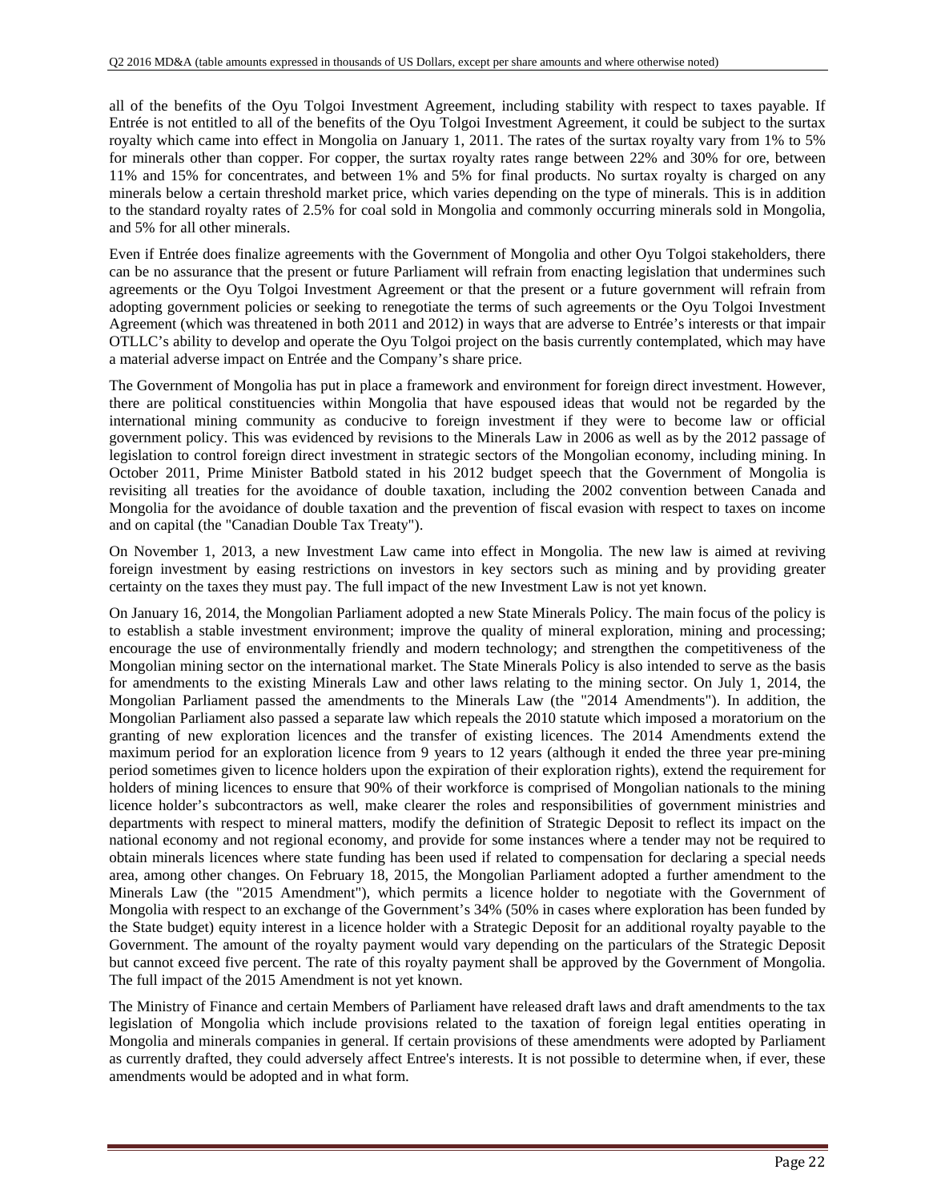all of the benefits of the Oyu Tolgoi Investment Agreement, including stability with respect to taxes payable. If Entrée is not entitled to all of the benefits of the Oyu Tolgoi Investment Agreement, it could be subject to the surtax royalty which came into effect in Mongolia on January 1, 2011. The rates of the surtax royalty vary from 1% to 5% for minerals other than copper. For copper, the surtax royalty rates range between 22% and 30% for ore, between 11% and 15% for concentrates, and between 1% and 5% for final products. No surtax royalty is charged on any minerals below a certain threshold market price, which varies depending on the type of minerals. This is in addition to the standard royalty rates of 2.5% for coal sold in Mongolia and commonly occurring minerals sold in Mongolia, and 5% for all other minerals.

Even if Entrée does finalize agreements with the Government of Mongolia and other Oyu Tolgoi stakeholders, there can be no assurance that the present or future Parliament will refrain from enacting legislation that undermines such agreements or the Oyu Tolgoi Investment Agreement or that the present or a future government will refrain from adopting government policies or seeking to renegotiate the terms of such agreements or the Oyu Tolgoi Investment Agreement (which was threatened in both 2011 and 2012) in ways that are adverse to Entrée's interests or that impair OTLLC's ability to develop and operate the Oyu Tolgoi project on the basis currently contemplated, which may have a material adverse impact on Entrée and the Company's share price.

The Government of Mongolia has put in place a framework and environment for foreign direct investment. However, there are political constituencies within Mongolia that have espoused ideas that would not be regarded by the international mining community as conducive to foreign investment if they were to become law or official government policy. This was evidenced by revisions to the Minerals Law in 2006 as well as by the 2012 passage of legislation to control foreign direct investment in strategic sectors of the Mongolian economy, including mining. In October 2011, Prime Minister Batbold stated in his 2012 budget speech that the Government of Mongolia is revisiting all treaties for the avoidance of double taxation, including the 2002 convention between Canada and Mongolia for the avoidance of double taxation and the prevention of fiscal evasion with respect to taxes on income and on capital (the "Canadian Double Tax Treaty").

On November 1, 2013, a new Investment Law came into effect in Mongolia. The new law is aimed at reviving foreign investment by easing restrictions on investors in key sectors such as mining and by providing greater certainty on the taxes they must pay. The full impact of the new Investment Law is not yet known.

On January 16, 2014, the Mongolian Parliament adopted a new State Minerals Policy. The main focus of the policy is to establish a stable investment environment; improve the quality of mineral exploration, mining and processing; encourage the use of environmentally friendly and modern technology; and strengthen the competitiveness of the Mongolian mining sector on the international market. The State Minerals Policy is also intended to serve as the basis for amendments to the existing Minerals Law and other laws relating to the mining sector. On July 1, 2014, the Mongolian Parliament passed the amendments to the Minerals Law (the "2014 Amendments"). In addition, the Mongolian Parliament also passed a separate law which repeals the 2010 statute which imposed a moratorium on the granting of new exploration licences and the transfer of existing licences. The 2014 Amendments extend the maximum period for an exploration licence from 9 years to 12 years (although it ended the three year pre-mining period sometimes given to licence holders upon the expiration of their exploration rights), extend the requirement for holders of mining licences to ensure that 90% of their workforce is comprised of Mongolian nationals to the mining licence holder's subcontractors as well, make clearer the roles and responsibilities of government ministries and departments with respect to mineral matters, modify the definition of Strategic Deposit to reflect its impact on the national economy and not regional economy, and provide for some instances where a tender may not be required to obtain minerals licences where state funding has been used if related to compensation for declaring a special needs area, among other changes. On February 18, 2015, the Mongolian Parliament adopted a further amendment to the Minerals Law (the "2015 Amendment"), which permits a licence holder to negotiate with the Government of Mongolia with respect to an exchange of the Government's 34% (50% in cases where exploration has been funded by the State budget) equity interest in a licence holder with a Strategic Deposit for an additional royalty payable to the Government. The amount of the royalty payment would vary depending on the particulars of the Strategic Deposit but cannot exceed five percent. The rate of this royalty payment shall be approved by the Government of Mongolia. The full impact of the 2015 Amendment is not yet known.

The Ministry of Finance and certain Members of Parliament have released draft laws and draft amendments to the tax legislation of Mongolia which include provisions related to the taxation of foreign legal entities operating in Mongolia and minerals companies in general. If certain provisions of these amendments were adopted by Parliament as currently drafted, they could adversely affect Entree's interests. It is not possible to determine when, if ever, these amendments would be adopted and in what form.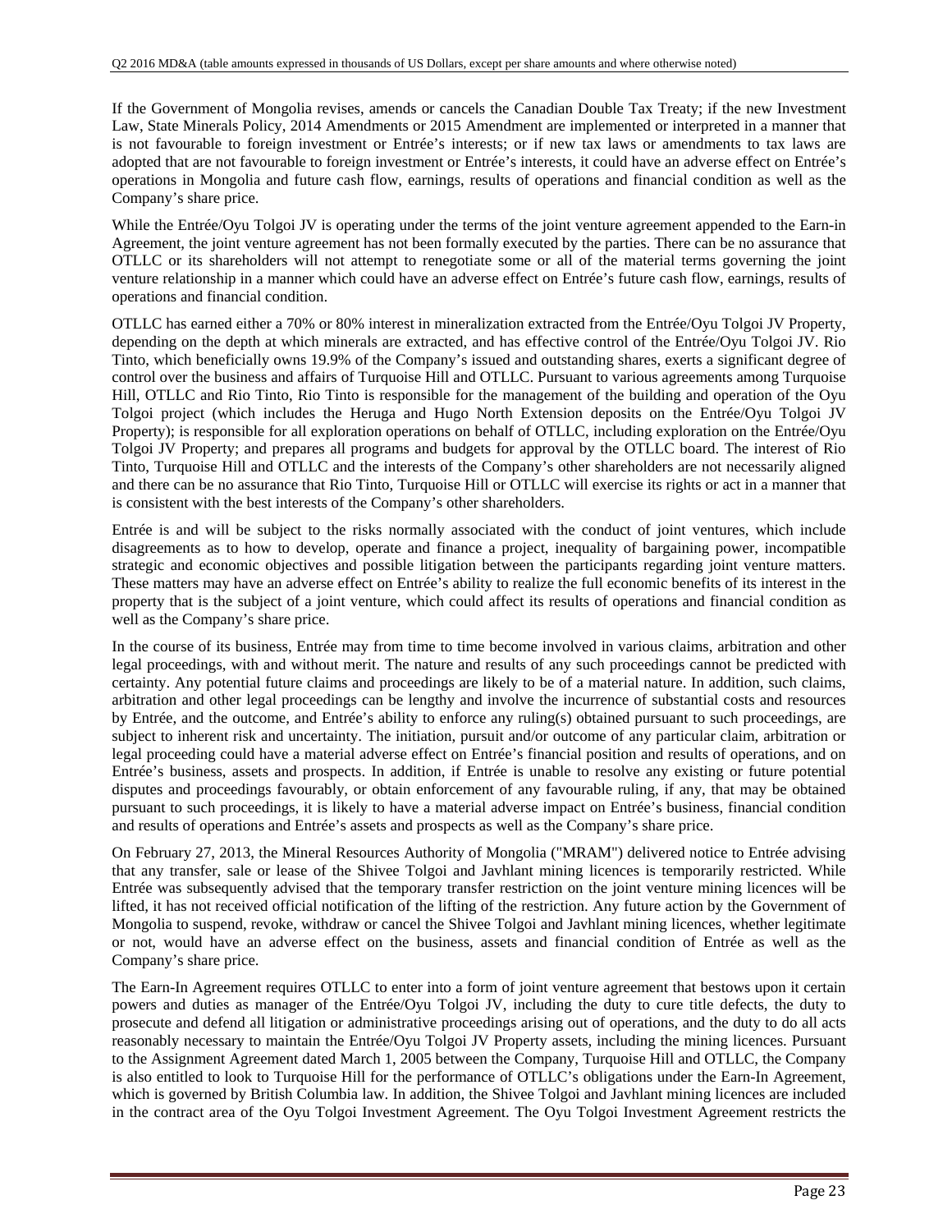If the Government of Mongolia revises, amends or cancels the Canadian Double Tax Treaty; if the new Investment Law, State Minerals Policy, 2014 Amendments or 2015 Amendment are implemented or interpreted in a manner that is not favourable to foreign investment or Entrée's interests; or if new tax laws or amendments to tax laws are adopted that are not favourable to foreign investment or Entrée's interests, it could have an adverse effect on Entrée's operations in Mongolia and future cash flow, earnings, results of operations and financial condition as well as the Company's share price.

While the Entrée/Oyu Tolgoi JV is operating under the terms of the joint venture agreement appended to the Earn-in Agreement, the joint venture agreement has not been formally executed by the parties. There can be no assurance that OTLLC or its shareholders will not attempt to renegotiate some or all of the material terms governing the joint venture relationship in a manner which could have an adverse effect on Entrée's future cash flow, earnings, results of operations and financial condition.

OTLLC has earned either a 70% or 80% interest in mineralization extracted from the Entrée/Oyu Tolgoi JV Property, depending on the depth at which minerals are extracted, and has effective control of the Entrée/Oyu Tolgoi JV. Rio Tinto, which beneficially owns 19.9% of the Company's issued and outstanding shares, exerts a significant degree of control over the business and affairs of Turquoise Hill and OTLLC. Pursuant to various agreements among Turquoise Hill, OTLLC and Rio Tinto, Rio Tinto is responsible for the management of the building and operation of the Oyu Tolgoi project (which includes the Heruga and Hugo North Extension deposits on the Entrée/Oyu Tolgoi JV Property); is responsible for all exploration operations on behalf of OTLLC, including exploration on the Entrée/Oyu Tolgoi JV Property; and prepares all programs and budgets for approval by the OTLLC board. The interest of Rio Tinto, Turquoise Hill and OTLLC and the interests of the Company's other shareholders are not necessarily aligned and there can be no assurance that Rio Tinto, Turquoise Hill or OTLLC will exercise its rights or act in a manner that is consistent with the best interests of the Company's other shareholders.

Entrée is and will be subject to the risks normally associated with the conduct of joint ventures, which include disagreements as to how to develop, operate and finance a project, inequality of bargaining power, incompatible strategic and economic objectives and possible litigation between the participants regarding joint venture matters. These matters may have an adverse effect on Entrée's ability to realize the full economic benefits of its interest in the property that is the subject of a joint venture, which could affect its results of operations and financial condition as well as the Company's share price.

In the course of its business, Entrée may from time to time become involved in various claims, arbitration and other legal proceedings, with and without merit. The nature and results of any such proceedings cannot be predicted with certainty. Any potential future claims and proceedings are likely to be of a material nature. In addition, such claims, arbitration and other legal proceedings can be lengthy and involve the incurrence of substantial costs and resources by Entrée, and the outcome, and Entrée's ability to enforce any ruling(s) obtained pursuant to such proceedings, are subject to inherent risk and uncertainty. The initiation, pursuit and/or outcome of any particular claim, arbitration or legal proceeding could have a material adverse effect on Entrée's financial position and results of operations, and on Entrée's business, assets and prospects. In addition, if Entrée is unable to resolve any existing or future potential disputes and proceedings favourably, or obtain enforcement of any favourable ruling, if any, that may be obtained pursuant to such proceedings, it is likely to have a material adverse impact on Entrée's business, financial condition and results of operations and Entrée's assets and prospects as well as the Company's share price.

On February 27, 2013, the Mineral Resources Authority of Mongolia ("MRAM") delivered notice to Entrée advising that any transfer, sale or lease of the Shivee Tolgoi and Javhlant mining licences is temporarily restricted. While Entrée was subsequently advised that the temporary transfer restriction on the joint venture mining licences will be lifted, it has not received official notification of the lifting of the restriction. Any future action by the Government of Mongolia to suspend, revoke, withdraw or cancel the Shivee Tolgoi and Javhlant mining licences, whether legitimate or not, would have an adverse effect on the business, assets and financial condition of Entrée as well as the Company's share price.

The Earn-In Agreement requires OTLLC to enter into a form of joint venture agreement that bestows upon it certain powers and duties as manager of the Entrée/Oyu Tolgoi JV, including the duty to cure title defects, the duty to prosecute and defend all litigation or administrative proceedings arising out of operations, and the duty to do all acts reasonably necessary to maintain the Entrée/Oyu Tolgoi JV Property assets, including the mining licences. Pursuant to the Assignment Agreement dated March 1, 2005 between the Company, Turquoise Hill and OTLLC, the Company is also entitled to look to Turquoise Hill for the performance of OTLLC's obligations under the Earn-In Agreement, which is governed by British Columbia law. In addition, the Shivee Tolgoi and Javhlant mining licences are included in the contract area of the Oyu Tolgoi Investment Agreement. The Oyu Tolgoi Investment Agreement restricts the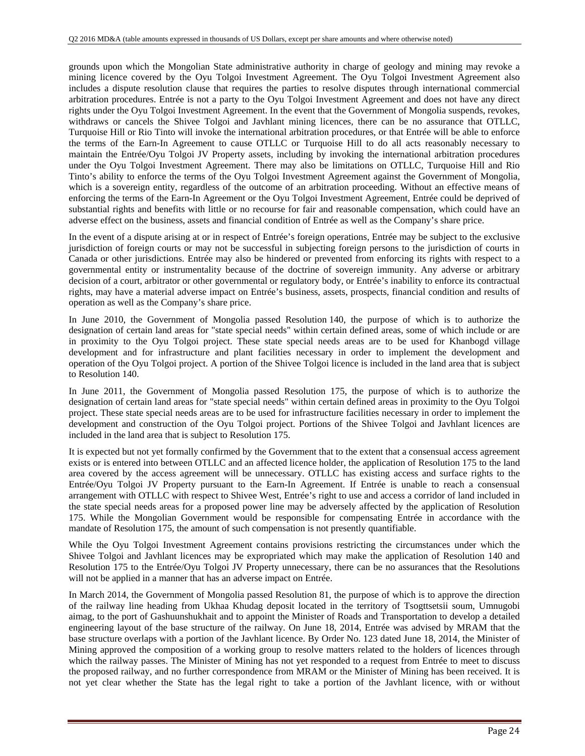grounds upon which the Mongolian State administrative authority in charge of geology and mining may revoke a mining licence covered by the Oyu Tolgoi Investment Agreement. The Oyu Tolgoi Investment Agreement also includes a dispute resolution clause that requires the parties to resolve disputes through international commercial arbitration procedures. Entrée is not a party to the Oyu Tolgoi Investment Agreement and does not have any direct rights under the Oyu Tolgoi Investment Agreement. In the event that the Government of Mongolia suspends, revokes, withdraws or cancels the Shivee Tolgoi and Javhlant mining licences, there can be no assurance that OTLLC, Turquoise Hill or Rio Tinto will invoke the international arbitration procedures, or that Entrée will be able to enforce the terms of the Earn-In Agreement to cause OTLLC or Turquoise Hill to do all acts reasonably necessary to maintain the Entrée/Oyu Tolgoi JV Property assets, including by invoking the international arbitration procedures under the Oyu Tolgoi Investment Agreement. There may also be limitations on OTLLC, Turquoise Hill and Rio Tinto's ability to enforce the terms of the Oyu Tolgoi Investment Agreement against the Government of Mongolia, which is a sovereign entity, regardless of the outcome of an arbitration proceeding. Without an effective means of enforcing the terms of the Earn-In Agreement or the Oyu Tolgoi Investment Agreement, Entrée could be deprived of substantial rights and benefits with little or no recourse for fair and reasonable compensation, which could have an adverse effect on the business, assets and financial condition of Entrée as well as the Company's share price.

In the event of a dispute arising at or in respect of Entrée's foreign operations, Entrée may be subject to the exclusive jurisdiction of foreign courts or may not be successful in subjecting foreign persons to the jurisdiction of courts in Canada or other jurisdictions. Entrée may also be hindered or prevented from enforcing its rights with respect to a governmental entity or instrumentality because of the doctrine of sovereign immunity. Any adverse or arbitrary decision of a court, arbitrator or other governmental or regulatory body, or Entrée's inability to enforce its contractual rights, may have a material adverse impact on Entrée's business, assets, prospects, financial condition and results of operation as well as the Company's share price.

In June 2010, the Government of Mongolia passed Resolution 140, the purpose of which is to authorize the designation of certain land areas for "state special needs" within certain defined areas, some of which include or are in proximity to the Oyu Tolgoi project. These state special needs areas are to be used for Khanbogd village development and for infrastructure and plant facilities necessary in order to implement the development and operation of the Oyu Tolgoi project. A portion of the Shivee Tolgoi licence is included in the land area that is subject to Resolution 140.

In June 2011, the Government of Mongolia passed Resolution 175, the purpose of which is to authorize the designation of certain land areas for "state special needs" within certain defined areas in proximity to the Oyu Tolgoi project. These state special needs areas are to be used for infrastructure facilities necessary in order to implement the development and construction of the Oyu Tolgoi project. Portions of the Shivee Tolgoi and Javhlant licences are included in the land area that is subject to Resolution 175.

It is expected but not yet formally confirmed by the Government that to the extent that a consensual access agreement exists or is entered into between OTLLC and an affected licence holder, the application of Resolution 175 to the land area covered by the access agreement will be unnecessary. OTLLC has existing access and surface rights to the Entrée/Oyu Tolgoi JV Property pursuant to the Earn-In Agreement. If Entrée is unable to reach a consensual arrangement with OTLLC with respect to Shivee West, Entrée's right to use and access a corridor of land included in the state special needs areas for a proposed power line may be adversely affected by the application of Resolution 175. While the Mongolian Government would be responsible for compensating Entrée in accordance with the mandate of Resolution 175, the amount of such compensation is not presently quantifiable.

While the Oyu Tolgoi Investment Agreement contains provisions restricting the circumstances under which the Shivee Tolgoi and Javhlant licences may be expropriated which may make the application of Resolution 140 and Resolution 175 to the Entrée/Oyu Tolgoi JV Property unnecessary, there can be no assurances that the Resolutions will not be applied in a manner that has an adverse impact on Entrée.

In March 2014, the Government of Mongolia passed Resolution 81, the purpose of which is to approve the direction of the railway line heading from Ukhaa Khudag deposit located in the territory of Tsogttsetsii soum, Umnugobi aimag, to the port of Gashuunshukhait and to appoint the Minister of Roads and Transportation to develop a detailed engineering layout of the base structure of the railway. On June 18, 2014, Entrée was advised by MRAM that the base structure overlaps with a portion of the Javhlant licence. By Order No. 123 dated June 18, 2014, the Minister of Mining approved the composition of a working group to resolve matters related to the holders of licences through which the railway passes. The Minister of Mining has not yet responded to a request from Entrée to meet to discuss the proposed railway, and no further correspondence from MRAM or the Minister of Mining has been received. It is not yet clear whether the State has the legal right to take a portion of the Javhlant licence, with or without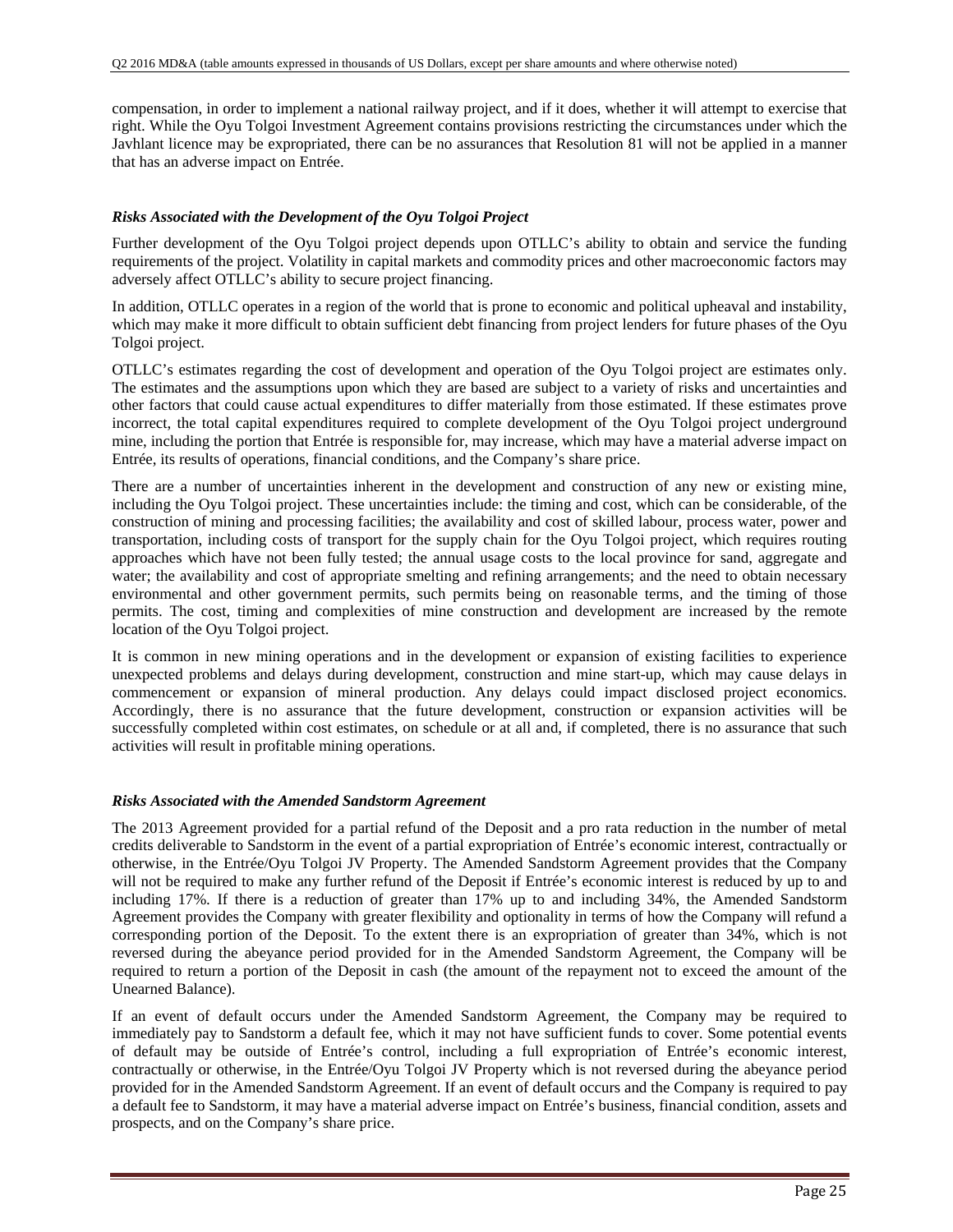compensation, in order to implement a national railway project, and if it does, whether it will attempt to exercise that right. While the Oyu Tolgoi Investment Agreement contains provisions restricting the circumstances under which the Javhlant licence may be expropriated, there can be no assurances that Resolution 81 will not be applied in a manner that has an adverse impact on Entrée.

### *Risks Associated with the Development of the Oyu Tolgoi Project*

Further development of the Oyu Tolgoi project depends upon OTLLC's ability to obtain and service the funding requirements of the project. Volatility in capital markets and commodity prices and other macroeconomic factors may adversely affect OTLLC's ability to secure project financing.

In addition, OTLLC operates in a region of the world that is prone to economic and political upheaval and instability, which may make it more difficult to obtain sufficient debt financing from project lenders for future phases of the Oyu Tolgoi project.

OTLLC's estimates regarding the cost of development and operation of the Oyu Tolgoi project are estimates only. The estimates and the assumptions upon which they are based are subject to a variety of risks and uncertainties and other factors that could cause actual expenditures to differ materially from those estimated. If these estimates prove incorrect, the total capital expenditures required to complete development of the Oyu Tolgoi project underground mine, including the portion that Entrée is responsible for, may increase, which may have a material adverse impact on Entrée, its results of operations, financial conditions, and the Company's share price.

There are a number of uncertainties inherent in the development and construction of any new or existing mine, including the Oyu Tolgoi project. These uncertainties include: the timing and cost, which can be considerable, of the construction of mining and processing facilities; the availability and cost of skilled labour, process water, power and transportation, including costs of transport for the supply chain for the Oyu Tolgoi project, which requires routing approaches which have not been fully tested; the annual usage costs to the local province for sand, aggregate and water; the availability and cost of appropriate smelting and refining arrangements; and the need to obtain necessary environmental and other government permits, such permits being on reasonable terms, and the timing of those permits. The cost, timing and complexities of mine construction and development are increased by the remote location of the Oyu Tolgoi project.

It is common in new mining operations and in the development or expansion of existing facilities to experience unexpected problems and delays during development, construction and mine start-up, which may cause delays in commencement or expansion of mineral production. Any delays could impact disclosed project economics. Accordingly, there is no assurance that the future development, construction or expansion activities will be successfully completed within cost estimates, on schedule or at all and, if completed, there is no assurance that such activities will result in profitable mining operations.

### *Risks Associated with the Amended Sandstorm Agreement*

The 2013 Agreement provided for a partial refund of the Deposit and a pro rata reduction in the number of metal credits deliverable to Sandstorm in the event of a partial expropriation of Entrée's economic interest, contractually or otherwise, in the Entrée/Oyu Tolgoi JV Property. The Amended Sandstorm Agreement provides that the Company will not be required to make any further refund of the Deposit if Entrée's economic interest is reduced by up to and including 17%. If there is a reduction of greater than 17% up to and including 34%, the Amended Sandstorm Agreement provides the Company with greater flexibility and optionality in terms of how the Company will refund a corresponding portion of the Deposit. To the extent there is an expropriation of greater than 34%, which is not reversed during the abeyance period provided for in the Amended Sandstorm Agreement, the Company will be required to return a portion of the Deposit in cash (the amount of the repayment not to exceed the amount of the Unearned Balance).

If an event of default occurs under the Amended Sandstorm Agreement, the Company may be required to immediately pay to Sandstorm a default fee, which it may not have sufficient funds to cover. Some potential events of default may be outside of Entrée's control, including a full expropriation of Entrée's economic interest, contractually or otherwise, in the Entrée/Oyu Tolgoi JV Property which is not reversed during the abeyance period provided for in the Amended Sandstorm Agreement. If an event of default occurs and the Company is required to pay a default fee to Sandstorm, it may have a material adverse impact on Entrée's business, financial condition, assets and prospects, and on the Company's share price.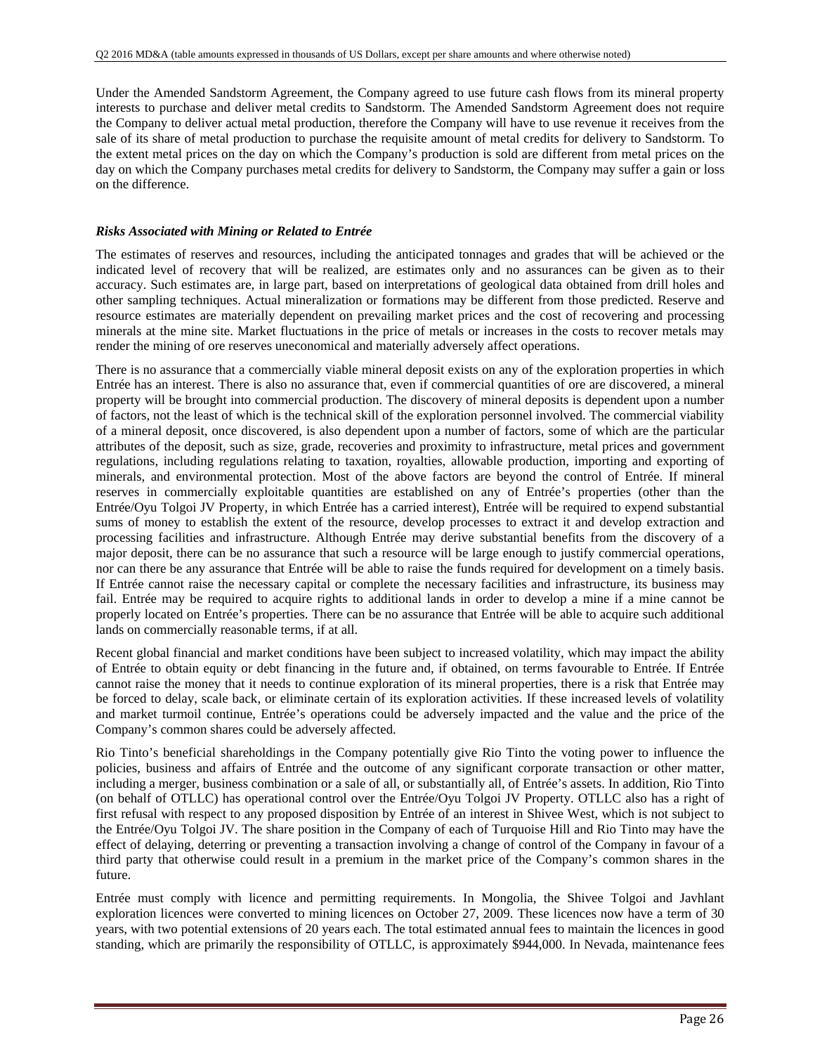Under the Amended Sandstorm Agreement, the Company agreed to use future cash flows from its mineral property interests to purchase and deliver metal credits to Sandstorm. The Amended Sandstorm Agreement does not require the Company to deliver actual metal production, therefore the Company will have to use revenue it receives from the sale of its share of metal production to purchase the requisite amount of metal credits for delivery to Sandstorm. To the extent metal prices on the day on which the Company's production is sold are different from metal prices on the day on which the Company purchases metal credits for delivery to Sandstorm, the Company may suffer a gain or loss on the difference.

### *Risks Associated with Mining or Related to Entrée*

The estimates of reserves and resources, including the anticipated tonnages and grades that will be achieved or the indicated level of recovery that will be realized, are estimates only and no assurances can be given as to their accuracy. Such estimates are, in large part, based on interpretations of geological data obtained from drill holes and other sampling techniques. Actual mineralization or formations may be different from those predicted. Reserve and resource estimates are materially dependent on prevailing market prices and the cost of recovering and processing minerals at the mine site. Market fluctuations in the price of metals or increases in the costs to recover metals may render the mining of ore reserves uneconomical and materially adversely affect operations.

There is no assurance that a commercially viable mineral deposit exists on any of the exploration properties in which Entrée has an interest. There is also no assurance that, even if commercial quantities of ore are discovered, a mineral property will be brought into commercial production. The discovery of mineral deposits is dependent upon a number of factors, not the least of which is the technical skill of the exploration personnel involved. The commercial viability of a mineral deposit, once discovered, is also dependent upon a number of factors, some of which are the particular attributes of the deposit, such as size, grade, recoveries and proximity to infrastructure, metal prices and government regulations, including regulations relating to taxation, royalties, allowable production, importing and exporting of minerals, and environmental protection. Most of the above factors are beyond the control of Entrée. If mineral reserves in commercially exploitable quantities are established on any of Entrée's properties (other than the Entrée/Oyu Tolgoi JV Property, in which Entrée has a carried interest), Entrée will be required to expend substantial sums of money to establish the extent of the resource, develop processes to extract it and develop extraction and processing facilities and infrastructure. Although Entrée may derive substantial benefits from the discovery of a major deposit, there can be no assurance that such a resource will be large enough to justify commercial operations, nor can there be any assurance that Entrée will be able to raise the funds required for development on a timely basis. If Entrée cannot raise the necessary capital or complete the necessary facilities and infrastructure, its business may fail. Entrée may be required to acquire rights to additional lands in order to develop a mine if a mine cannot be properly located on Entrée's properties. There can be no assurance that Entrée will be able to acquire such additional lands on commercially reasonable terms, if at all.

Recent global financial and market conditions have been subject to increased volatility, which may impact the ability of Entrée to obtain equity or debt financing in the future and, if obtained, on terms favourable to Entrée. If Entrée cannot raise the money that it needs to continue exploration of its mineral properties, there is a risk that Entrée may be forced to delay, scale back, or eliminate certain of its exploration activities. If these increased levels of volatility and market turmoil continue, Entrée's operations could be adversely impacted and the value and the price of the Company's common shares could be adversely affected.

Rio Tinto's beneficial shareholdings in the Company potentially give Rio Tinto the voting power to influence the policies, business and affairs of Entrée and the outcome of any significant corporate transaction or other matter, including a merger, business combination or a sale of all, or substantially all, of Entrée's assets. In addition, Rio Tinto (on behalf of OTLLC) has operational control over the Entrée/Oyu Tolgoi JV Property. OTLLC also has a right of first refusal with respect to any proposed disposition by Entrée of an interest in Shivee West, which is not subject to the Entrée/Oyu Tolgoi JV. The share position in the Company of each of Turquoise Hill and Rio Tinto may have the effect of delaying, deterring or preventing a transaction involving a change of control of the Company in favour of a third party that otherwise could result in a premium in the market price of the Company's common shares in the future.

Entrée must comply with licence and permitting requirements. In Mongolia, the Shivee Tolgoi and Javhlant exploration licences were converted to mining licences on October 27, 2009. These licences now have a term of 30 years, with two potential extensions of 20 years each. The total estimated annual fees to maintain the licences in good standing, which are primarily the responsibility of OTLLC, is approximately $944,000. In Nevada, maintenance fees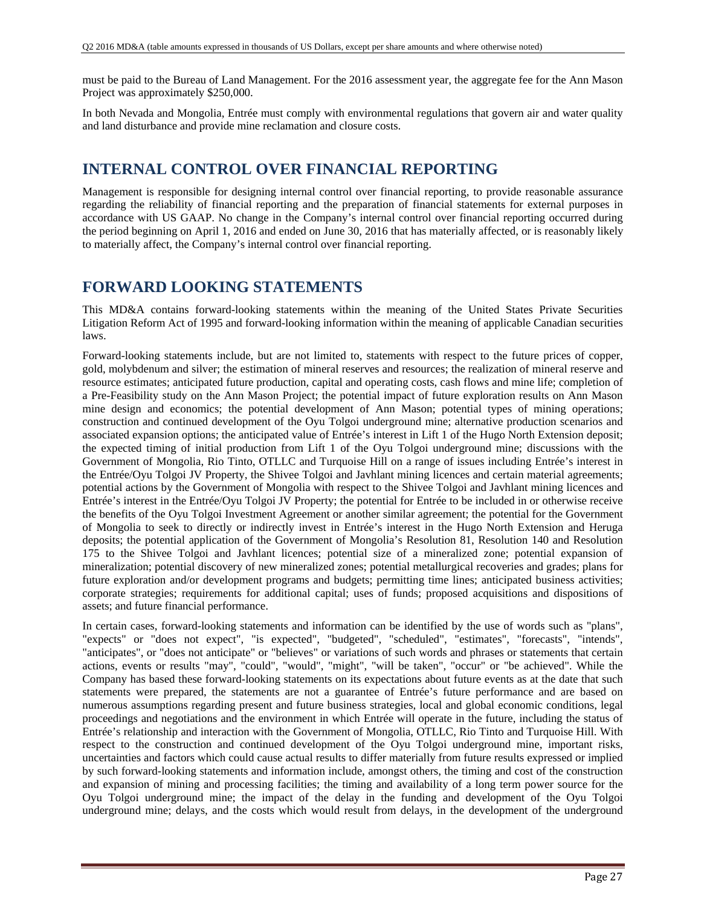must be paid to the Bureau of Land Management. For the 2016 assessment year, the aggregate fee for the Ann Mason Project was approximately $250,000.

In both Nevada and Mongolia, Entrée must comply with environmental regulations that govern air and water quality and land disturbance and provide mine reclamation and closure costs.

# INTERNAL CONTROL OVER FINANCIAL REPORTING

Management is responsible for designing internal control over financial reporting, to provide reasonable assurance regarding the reliability of financial reporting and the preparation of financial statements for external purposes in accordance with US GAAP. No change in the Company's internal control over financial reporting occurred during the period beginning on April 1, 2016 and ended on June 30, 2016 that has materially affected, or is reasonably likely to materially affect, the Company's internal control over financial reporting.

# FORWARD LOOKING STATEMENTS

This MD&A contains forward-looking statements within the meaning of the United States Private Securities Litigation Reform Act of 1995 and forward-looking information within the meaning of applicable Canadian securities laws.

Forward-looking statements include, but are not limited to, statements with respect to the future prices of copper, gold, molybdenum and silver; the estimation of mineral reserves and resources; the realization of mineral reserve and resource estimates; anticipated future production, capital and operating costs, cash flows and mine life; completion of a Pre-Feasibility study on the Ann Mason Project; the potential impact of future exploration results on Ann Mason mine design and economics; the potential development of Ann Mason; potential types of mining operations; construction and continued development of the Oyu Tolgoi underground mine; alternative production scenarios and associated expansion options; the anticipated value of Entrée's interest in Lift 1 of the Hugo North Extension deposit; the expected timing of initial production from Lift 1 of the Oyu Tolgoi underground mine; discussions with the Government of Mongolia, Rio Tinto, OTLLC and Turquoise Hill on a range of issues including Entrée's interest in the Entrée/Oyu Tolgoi JV Property, the Shivee Tolgoi and Javhlant mining licences and certain material agreements; potential actions by the Government of Mongolia with respect to the Shivee Tolgoi and Javhlant mining licences and Entrée's interest in the Entrée/Oyu Tolgoi JV Property; the potential for Entrée to be included in or otherwise receive the benefits of the Oyu Tolgoi Investment Agreement or another similar agreement; the potential for the Government of Mongolia to seek to directly or indirectly invest in Entrée's interest in the Hugo North Extension and Heruga deposits; the potential application of the Government of Mongolia's Resolution 81, Resolution 140 and Resolution 175 to the Shivee Tolgoi and Javhlant licences; potential size of a mineralized zone; potential expansion of mineralization; potential discovery of new mineralized zones; potential metallurgical recoveries and grades; plans for future exploration and/or development programs and budgets; permitting time lines; anticipated business activities; corporate strategies; requirements for additional capital; uses of funds; proposed acquisitions and dispositions of assets; and future financial performance.

In certain cases, forward-looking statements and information can be identified by the use of words such as "plans", "expects" or "does not expect", "is expected", "budgeted", "scheduled", "estimates", "forecasts", "intends", "anticipates", or "does not anticipate" or "believes" or variations of such words and phrases or statements that certain actions, events or results "may", "could", "would", "might", "will be taken", "occur" or "be achieved". While the Company has based these forward-looking statements on its expectations about future events as at the date that such statements were prepared, the statements are not a guarantee of Entrée's future performance and are based on numerous assumptions regarding present and future business strategies, local and global economic conditions, legal proceedings and negotiations and the environment in which Entrée will operate in the future, including the status of Entrée's relationship and interaction with the Government of Mongolia, OTLLC, Rio Tinto and Turquoise Hill. With respect to the construction and continued development of the Oyu Tolgoi underground mine, important risks, uncertainties and factors which could cause actual results to differ materially from future results expressed or implied by such forward-looking statements and information include, amongst others, the timing and cost of the construction and expansion of mining and processing facilities; the timing and availability of a long term power source for the Oyu Tolgoi underground mine; the impact of the delay in the funding and development of the Oyu Tolgoi underground mine; delays, and the costs which would result from delays, in the development of the underground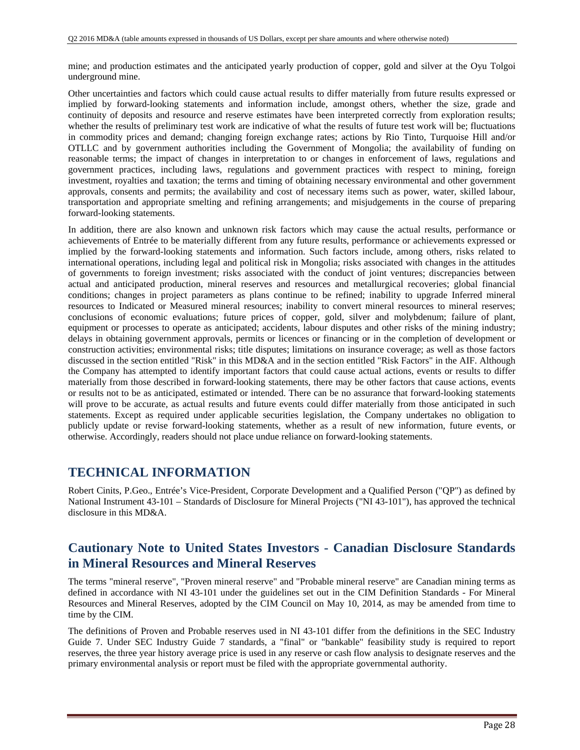mine; and production estimates and the anticipated yearly production of copper, gold and silver at the Oyu Tolgoi underground mine.

Other uncertainties and factors which could cause actual results to differ materially from future results expressed or implied by forward-looking statements and information include, amongst others, whether the size, grade and continuity of deposits and resource and reserve estimates have been interpreted correctly from exploration results; whether the results of preliminary test work are indicative of what the results of future test work will be; fluctuations in commodity prices and demand; changing foreign exchange rates; actions by Rio Tinto, Turquoise Hill and/or OTLLC and by government authorities including the Government of Mongolia; the availability of funding on reasonable terms; the impact of changes in interpretation to or changes in enforcement of laws, regulations and government practices, including laws, regulations and government practices with respect to mining, foreign investment, royalties and taxation; the terms and timing of obtaining necessary environmental and other government approvals, consents and permits; the availability and cost of necessary items such as power, water, skilled labour, transportation and appropriate smelting and refining arrangements; and misjudgements in the course of preparing forward-looking statements.

In addition, there are also known and unknown risk factors which may cause the actual results, performance or achievements of Entrée to be materially different from any future results, performance or achievements expressed or implied by the forward-looking statements and information. Such factors include, among others, risks related to international operations, including legal and political risk in Mongolia; risks associated with changes in the attitudes of governments to foreign investment; risks associated with the conduct of joint ventures; discrepancies between actual and anticipated production, mineral reserves and resources and metallurgical recoveries; global financial conditions; changes in project parameters as plans continue to be refined; inability to upgrade Inferred mineral resources to Indicated or Measured mineral resources; inability to convert mineral resources to mineral reserves; conclusions of economic evaluations; future prices of copper, gold, silver and molybdenum; failure of plant, equipment or processes to operate as anticipated; accidents, labour disputes and other risks of the mining industry; delays in obtaining government approvals, permits or licences or financing or in the completion of development or construction activities; environmental risks; title disputes; limitations on insurance coverage; as well as those factors discussed in the section entitled "Risk" in this MD&A and in the section entitled "Risk Factors" in the AIF. Although the Company has attempted to identify important factors that could cause actual actions, events or results to differ materially from those described in forward-looking statements, there may be other factors that cause actions, events or results not to be as anticipated, estimated or intended. There can be no assurance that forward-looking statements will prove to be accurate, as actual results and future events could differ materially from those anticipated in such statements. Except as required under applicable securities legislation, the Company undertakes no obligation to publicly update or revise forward-looking statements, whether as a result of new information, future events, or otherwise. Accordingly, readers should not place undue reliance on forward-looking statements.

# TECHNICAL INFORMATION

Robert Cinits, P.Geo., Entrée's Vice-President, Corporate Development and a Qualified Person ("QP") as defined by National Instrument 43-101 – Standards of Disclosure for Mineral Projects ("NI 43-101"), has approved the technical disclosure in this MD&A.

## Cautionary Note to United States Investors - Canadian Disclosure Standards in Mineral Resources and Mineral Reserves

The terms "mineral reserve", "Proven mineral reserve" and "Probable mineral reserve" are Canadian mining terms as defined in accordance with NI 43-101 under the guidelines set out in the CIM Definition Standards - For Mineral Resources and Mineral Reserves, adopted by the CIM Council on May 10, 2014, as may be amended from time to time by the CIM.

The definitions of Proven and Probable reserves used in NI 43-101 differ from the definitions in the SEC Industry Guide 7. Under SEC Industry Guide 7 standards, a "final" or "bankable" feasibility study is required to report reserves, the three year history average price is used in any reserve or cash flow analysis to designate reserves and the primary environmental analysis or report must be filed with the appropriate governmental authority.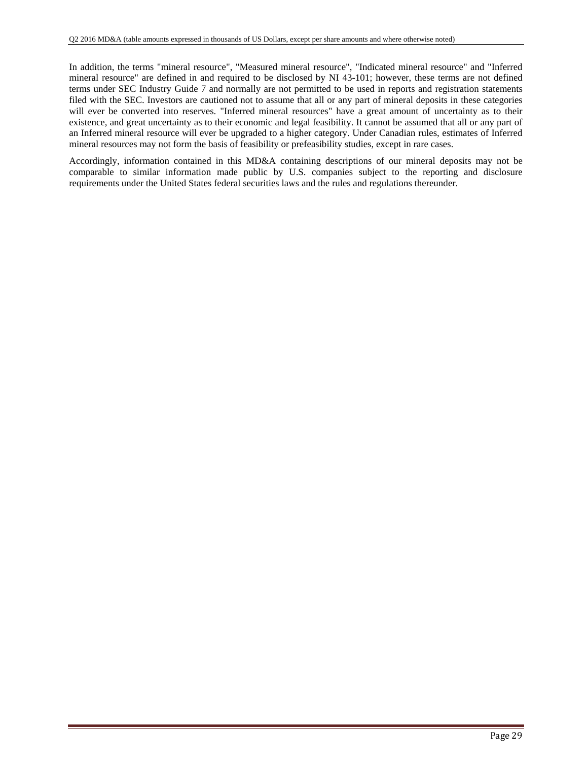In addition, the terms "mineral resource", "Measured mineral resource", "Indicated mineral resource" and "Inferred mineral resource" are defined in and required to be disclosed by NI 43-101; however, these terms are not defined terms under SEC Industry Guide 7 and normally are not permitted to be used in reports and registration statements filed with the SEC. Investors are cautioned not to assume that all or any part of mineral deposits in these categories will ever be converted into reserves. "Inferred mineral resources" have a great amount of uncertainty as to their existence, and great uncertainty as to their economic and legal feasibility. It cannot be assumed that all or any part of an Inferred mineral resource will ever be upgraded to a higher category. Under Canadian rules, estimates of Inferred mineral resources may not form the basis of feasibility or prefeasibility studies, except in rare cases.

Accordingly, information contained in this MD&A containing descriptions of our mineral deposits may not be comparable to similar information made public by U.S. companies subject to the reporting and disclosure requirements under the United States federal securities laws and the rules and regulations thereunder.